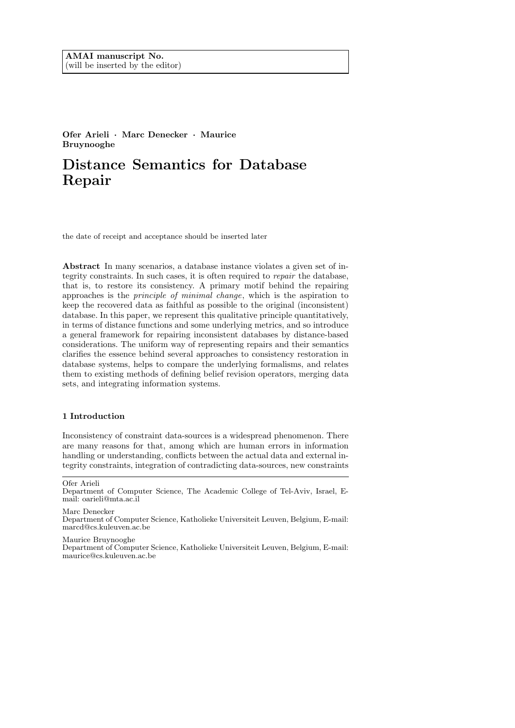**AMAI manuscript No.**
(will be inserted by the editor)

**Ofer Arieli · Marc Denecker · Maurice Bruynooghe**

# Distance Semantics for Database Repair

the date of receipt and acceptance should be inserted later

**Abstract** In many scenarios, a database instance violates a given set of integrity constraints. In such cases, it is often required to *repair* the database, that is, to restore its consistency. A primary motif behind the repairing approaches is the *principle of minimal change*, which is the aspiration to keep the recovered data as faithful as possible to the original (inconsistent) database. In this paper, we represent this qualitative principle quantitatively, in terms of distance functions and some underlying metrics, and so introduce a general framework for repairing inconsistent databases by distance-based considerations. The uniform way of representing repairs and their semantics clarifies the essence behind several approaches to consistency restoration in database systems, helps to compare the underlying formalisms, and relates them to existing methods of defining belief revision operators, merging data sets, and integrating information systems.

## 1 Introduction

Inconsistency of constraint data-sources is a widespread phenomenon. There are many reasons for that, among which are human errors in information handling or understanding, conflicts between the actual data and external integrity constraints, integration of contradicting data-sources, new constraints

---

Ofer Arieli
Department of Computer Science, The Academic College of Tel-Aviv, Israel, E-mail: oarieli@mta.ac.il

Marc Denecker
Department of Computer Science, Katholieke Universiteit Leuven, Belgium, E-mail: marcd@cs.kuleuven.ac.be

Maurice Bruynooghe
Department of Computer Science, Katholieke Universiteit Leuven, Belgium, E-mail: maurice@cs.kuleuven.ac.be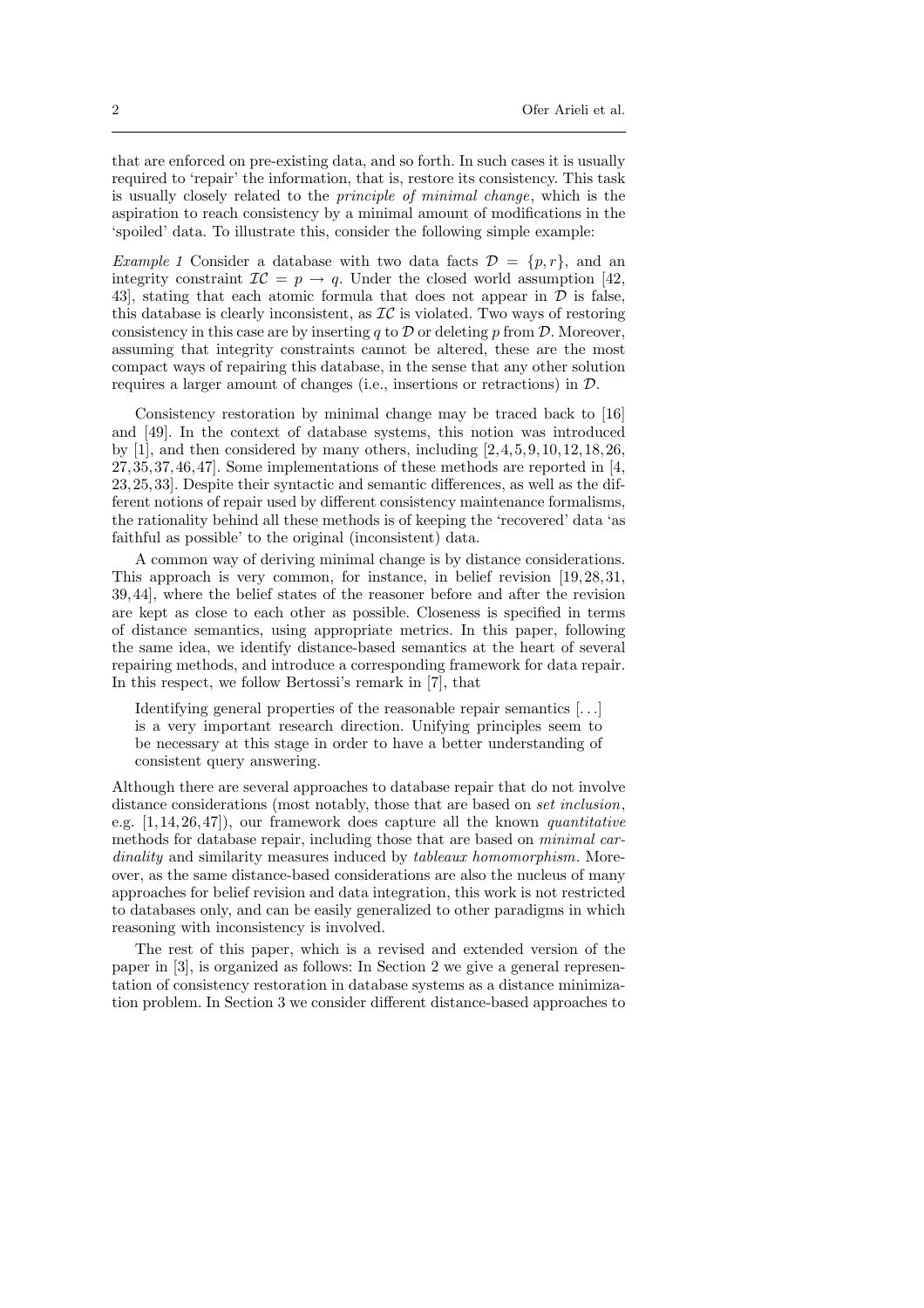that are enforced on pre-existing data, and so forth. In such cases it is usually required to 'repair' the information, that is, restore its consistency. This task is usually closely related to the *principle of minimal change*, which is the aspiration to reach consistency by a minimal amount of modifications in the 'spoiled' data. To illustrate this, consider the following simple example:

*Example 1* Consider a database with two data facts $\mathcal{D} = \{p, r\}$, and an integrity constraint $\mathcal{IC} = p \to q$. Under the closed world assumption [42, 43], stating that each atomic formula that does not appear in $\mathcal{D}$ is false, this database is clearly inconsistent, as $\mathcal{IC}$ is violated. Two ways of restoring consistency in this case are by inserting $q$ to $\mathcal{D}$ or deleting $p$ from $\mathcal{D}$. Moreover, assuming that integrity constraints cannot be altered, these are the most compact ways of repairing this database, in the sense that any other solution requires a larger amount of changes (i.e., insertions or retractions) in $\mathcal{D}$.

Consistency restoration by minimal change may be traced back to [16] and [49]. In the context of database systems, this notion was introduced by [1], and then considered by many others, including [2,4,5,9,10,12,18,26, 27,35,37,46,47]. Some implementations of these methods are reported in [4, 23,25,33]. Despite their syntactic and semantic differences, as well as the different notions of repair used by different consistency maintenance formalisms, the rationality behind all these methods is of keeping the 'recovered' data 'as faithful as possible' to the original (inconsistent) data.

A common way of deriving minimal change is by distance considerations. This approach is very common, for instance, in belief revision [19,28,31, 39,44], where the belief states of the reasoner before and after the revision are kept as close to each other as possible. Closeness is specified in terms of distance semantics, using appropriate metrics. In this paper, following the same idea, we identify distance-based semantics at the heart of several repairing methods, and introduce a corresponding framework for data repair. In this respect, we follow Bertossi's remark in [7], that

> Identifying general properties of the reasonable repair semantics [...] is a very important research direction. Unifying principles seem to be necessary at this stage in order to have a better understanding of consistent query answering.

Although there are several approaches to database repair that do not involve distance considerations (most notably, those that are based on *set inclusion*, e.g. [1,14,26,47]), our framework does capture all the known *quantitative* methods for database repair, including those that are based on *minimal cardinality* and similarity measures induced by *tableaux homomorphism*. Moreover, as the same distance-based considerations are also the nucleus of many approaches for belief revision and data integration, this work is not restricted to databases only, and can be easily generalized to other paradigms in which reasoning with inconsistency is involved.

The rest of this paper, which is a revised and extended version of the paper in [3], is organized as follows: In Section 2 we give a general representation of consistency restoration in database systems as a distance minimization problem. In Section 3 we consider different distance-based approaches to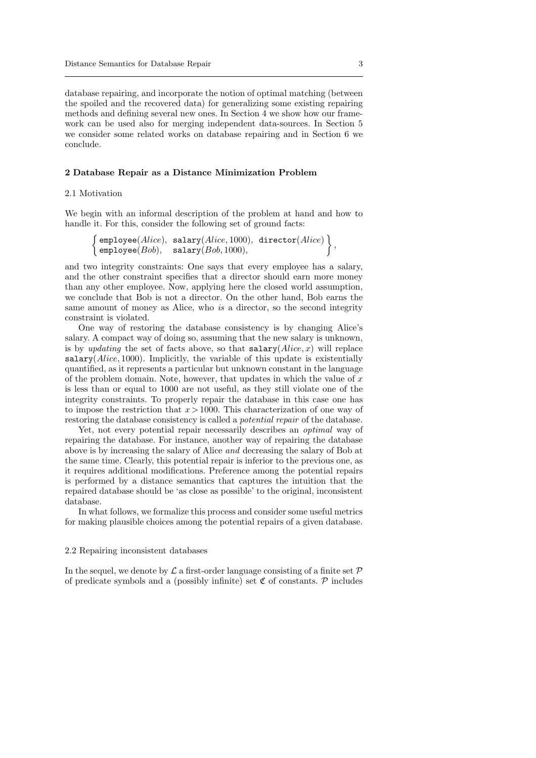database repairing, and incorporate the notion of optimal matching (between the spoiled and the recovered data) for generalizing some existing repairing methods and defining several new ones. In Section 4 we show how our framework can be used also for merging independent data-sources. In Section 5 we consider some related works on database repairing and in Section 6 we conclude.

## 2 Database Repair as a Distance Minimization Problem

### 2.1 Motivation

We begin with an informal description of the problem at hand and how to handle it. For this, consider the following set of ground facts:

$$\left\{ \begin{array}{lll} \texttt{employee}(Alice), & \texttt{salary}(Alice, 1000), & \texttt{director}(Alice) \\ \texttt{employee}(Bob), & \texttt{salary}(Bob, 1000), & \end{array} \right\},$$

and two integrity constraints: One says that every employee has a salary, and the other constraint specifies that a director should earn more money than any other employee. Now, applying here the closed world assumption, we conclude that Bob is not a director. On the other hand, Bob earns the same amount of money as Alice, who *is* a director, so the second integrity constraint is violated.

One way of restoring the database consistency is by changing Alice's salary. A compact way of doing so, assuming that the new salary is unknown, is by *updating* the set of facts above, so that $\texttt{salary}(Alice, x)$ will replace $\texttt{salary}(Alice, 1000)$. Implicitly, the variable of this update is existentially quantified, as it represents a particular but unknown constant in the language of the problem domain. Note, however, that updates in which the value of $x$ is less than or equal to 1000 are not useful, as they still violate one of the integrity constraints. To properly repair the database in this case one has to impose the restriction that $x > 1000$. This characterization of one way of restoring the database consistency is called a *potential repair* of the database.

Yet, not every potential repair necessarily describes an *optimal* way of repairing the database. For instance, another way of repairing the database above is by increasing the salary of Alice *and* decreasing the salary of Bob at the same time. Clearly, this potential repair is inferior to the previous one, as it requires additional modifications. Preference among the potential repairs is performed by a distance semantics that captures the intuition that the repaired database should be 'as close as possible' to the original, inconsistent database.

In what follows, we formalize this process and consider some useful metrics for making plausible choices among the potential repairs of a given database.

### 2.2 Repairing inconsistent databases

In the sequel, we denote by $\mathcal{L}$ a first-order language consisting of a finite set $\mathcal{P}$ of predicate symbols and a (possibly infinite) set $\mathfrak{C}$ of constants. $\mathcal{P}$ includes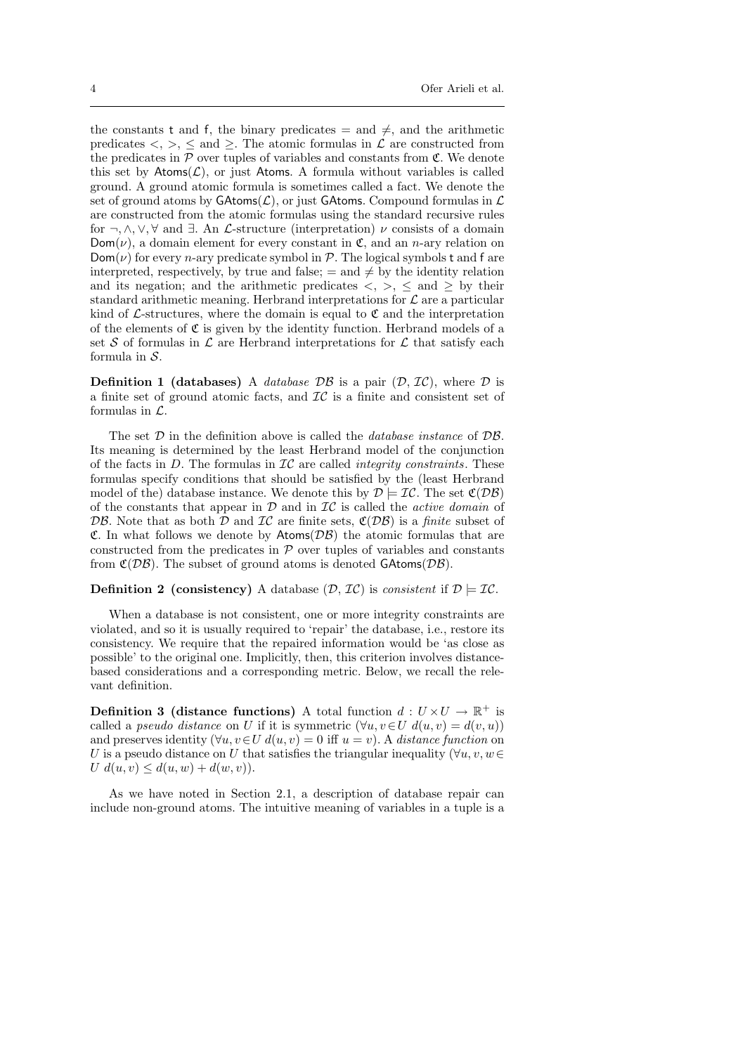the constants t and f, the binary predicates $=$ and $\neq$, and the arithmetic predicates $<$, $>$, $\leq$ and $\geq$. The atomic formulas in $\mathcal{L}$ are constructed from the predicates in $\mathcal{P}$ over tuples of variables and constants from $\mathfrak{C}$. We denote this set by $\mathsf{Atoms}(\mathcal{L})$, or just $\mathsf{Atoms}$. A formula without variables is called ground. A ground atomic formula is sometimes called a fact. We denote the set of ground atoms by $\mathsf{GAtoms}(\mathcal{L})$, or just $\mathsf{GAtoms}$. Compound formulas in $\mathcal{L}$ are constructed from the atomic formulas using the standard recursive rules for $\neg, \wedge, \vee, \forall$ and $\exists$. An $\mathcal{L}$-structure (interpretation) $\nu$ consists of a domain $\mathsf{Dom}(\nu)$, a domain element for every constant in $\mathfrak{C}$, and an $n$-ary relation on $\mathsf{Dom}(\nu)$ for every $n$-ary predicate symbol in $\mathcal{P}$. The logical symbols t and f are interpreted, respectively, by true and false; $=$ and $\neq$ by the identity relation and its negation; and the arithmetic predicates $<$, $>$, $\leq$ and $\geq$ by their standard arithmetic meaning. Herbrand interpretations for $\mathcal{L}$ are a particular kind of $\mathcal{L}$-structures, where the domain is equal to $\mathfrak{C}$ and the interpretation of the elements of $\mathfrak{C}$ is given by the identity function. Herbrand models of a set $\mathcal{S}$ of formulas in $\mathcal{L}$ are Herbrand interpretations for $\mathcal{L}$ that satisfy each formula in $\mathcal{S}$.

**Definition 1 (databases)** A *database* $\mathcal{DB}$ is a pair $(\mathcal{D}, \mathcal{IC})$, where $\mathcal{D}$ is a finite set of ground atomic facts, and $\mathcal{IC}$ is a finite and consistent set of formulas in $\mathcal{L}$.

The set $\mathcal{D}$ in the definition above is called the *database instance* of $\mathcal{DB}$. Its meaning is determined by the least Herbrand model of the conjunction of the facts in $D$. The formulas in $\mathcal{IC}$ are called *integrity constraints*. These formulas specify conditions that should be satisfied by the (least Herbrand model of the) database instance. We denote this by $\mathcal{D} \models \mathcal{IC}$. The set $\mathfrak{C}(\mathcal{DB})$ of the constants that appear in $\mathcal{D}$ and in $\mathcal{IC}$ is called the *active domain* of $\mathcal{DB}$. Note that as both $\mathcal{D}$ and $\mathcal{IC}$ are finite sets, $\mathfrak{C}(\mathcal{DB})$ is a *finite* subset of $\mathfrak{C}$. In what follows we denote by $\mathsf{Atoms}(\mathcal{DB})$ the atomic formulas that are constructed from the predicates in $\mathcal{P}$ over tuples of variables and constants from $\mathfrak{C}(\mathcal{DB})$. The subset of ground atoms is denoted $\mathsf{GAtoms}(\mathcal{DB})$.

**Definition 2 (consistency)** A database $(\mathcal{D}, \mathcal{IC})$ is *consistent* if $\mathcal{D} \models \mathcal{IC}$.

When a database is not consistent, one or more integrity constraints are violated, and so it is usually required to 'repair' the database, i.e., restore its consistency. We require that the repaired information would be 'as close as possible' to the original one. Implicitly, then, this criterion involves distance-based considerations and a corresponding metric. Below, we recall the relevant definition.

**Definition 3 (distance functions)** A total function $d : U \times U \to \mathbb{R}^+$ is called a *pseudo distance* on $U$ if it is symmetric ($\forall u, v \in U \; d(u, v) = d(v, u)$) and preserves identity ($\forall u, v \in U \; d(u, v) = 0$ iff $u = v$). A *distance function* on $U$ is a pseudo distance on $U$ that satisfies the triangular inequality ($\forall u, v, w \in U \; d(u, v) \leq d(u, w) + d(w, v)$).

As we have noted in Section 2.1, a description of database repair can include non-ground atoms. The intuitive meaning of variables in a tuple is a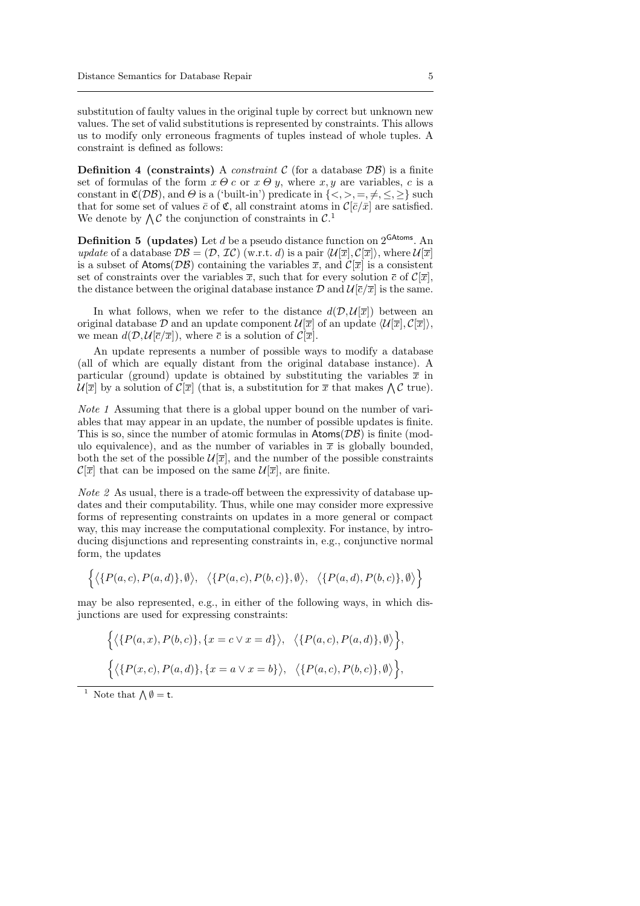substitution of faulty values in the original tuple by correct but unknown new values. The set of valid substitutions is represented by constraints. This allows us to modify only erroneous fragments of tuples instead of whole tuples. A constraint is defined as follows:

**Definition 4 (constraints)** A *constraint* $\mathcal{C}$ (for a database $\mathcal{DB}$) is a finite set of formulas of the form $x\ \Theta\ c$ or $x\ \Theta\ y$, where $x, y$ are variables, $c$ is a constant in $\mathfrak{C}(\mathcal{DB})$, and $\Theta$ is a ('built-in') predicate in $\{<, >, =, \neq, \leq, \geq\}$ such that for some set of values $\bar{c}$ of $\mathfrak{C}$, all constraint atoms in $\mathcal{C}[\bar{c}/\bar{x}]$ are satisfied. We denote by $\bigwedge \mathcal{C}$ the conjunction of constraints in $\mathcal{C}$.[1]

**Definition 5 (updates)** Let $d$ be a pseudo distance function on $2^{\mathsf{GAtoms}}$. An *update* of a database $\mathcal{DB} = (\mathcal{D}, \mathcal{IC})$ (w.r.t. $d$) is a pair $\langle \mathcal{U}[\overline{x}], \mathcal{C}[\overline{x}] \rangle$, where $\mathcal{U}[\overline{x}]$ is a subset of $\mathsf{Atoms}(\mathcal{DB})$ containing the variables $\overline{x}$, and $\mathcal{C}[\overline{x}]$ is a consistent set of constraints over the variables $\overline{x}$, such that for every solution $\overline{c}$ of $\mathcal{C}[\overline{x}]$, the distance between the original database instance $\mathcal{D}$ and $\mathcal{U}[\overline{c}/\overline{x}]$ is the same.

In what follows, when we refer to the distance $d(\mathcal{D}, \mathcal{U}[\overline{x}])$ between an original database $\mathcal{D}$ and an update component $\mathcal{U}[\overline{x}]$ of an update $\langle \mathcal{U}[\overline{x}], \mathcal{C}[\overline{x}] \rangle$, we mean $d(\mathcal{D}, \mathcal{U}[\overline{c}/\overline{x}])$, where $\overline{c}$ is a solution of $\mathcal{C}[\overline{x}]$.

An update represents a number of possible ways to modify a database (all of which are equally distant from the original database instance). A particular (ground) update is obtained by substituting the variables $\overline{x}$ in $\mathcal{U}[\overline{x}]$ by a solution of $\mathcal{C}[\overline{x}]$ (that is, a substitution for $\overline{x}$ that makes $\bigwedge \mathcal{C}$ true).

*Note 1* Assuming that there is a global upper bound on the number of variables that may appear in an update, the number of possible updates is finite. This is so, since the number of atomic formulas in $\mathsf{Atoms}(\mathcal{DB})$ is finite (modulo equivalence), and as the number of variables in $\overline{x}$ is globally bounded, both the set of the possible $\mathcal{U}[\overline{x}]$, and the number of the possible constraints $\mathcal{C}[\overline{x}]$ that can be imposed on the same $\mathcal{U}[\overline{x}]$, are finite.

*Note 2* As usual, there is a trade-off between the expressivity of database updates and their computability. Thus, while one may consider more expressive forms of representing constraints on updates in a more general or compact way, this may increase the computational complexity. For instance, by introducing disjunctions and representing constraints in, e.g., conjunctive normal form, the updates

$$\Big\{ \big\langle \{P(a,c), P(a,d)\}, \emptyset \big\rangle, \ \ \big\langle \{P(a,c), P(b,c)\}, \emptyset \big\rangle, \ \ \big\langle \{P(a,d), P(b,c)\}, \emptyset \big\rangle \Big\}$$

may be also represented, e.g., in either of the following ways, in which disjunctions are used for expressing constraints:

$$\Big\{ \big\langle \{P(a,x), P(b,c)\}, \{x = c \vee x = d\} \big\rangle, \ \ \big\langle \{P(a,c), P(a,d)\}, \emptyset \big\rangle \Big\},$$

$$\Big\{ \big\langle \{P(x,c), P(a,d)\}, \{x = a \vee x = b\} \big\rangle, \ \ \big\langle \{P(a,c), P(b,c)\}, \emptyset \big\rangle \Big\},$$

[1] Note that $\bigwedge \emptyset = \mathsf{t}$.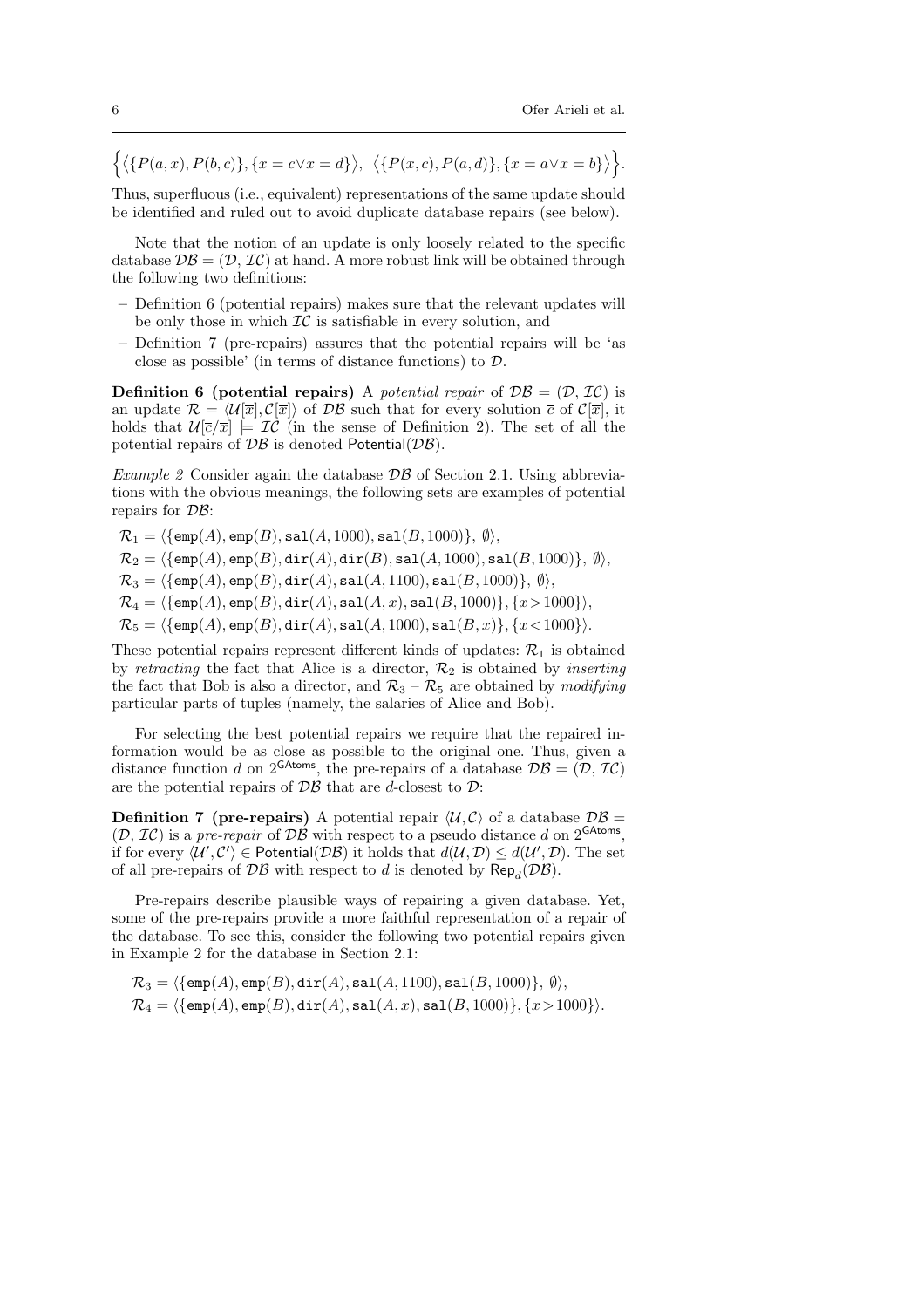$$\Big\{ \big\langle \{P(a,x), P(b,c)\}, \{x=c \vee x=d\} \big\rangle,\ \big\langle \{P(x,c), P(a,d)\}, \{x=a \vee x=b\} \big\rangle \Big\}.$$

Thus, superfluous (i.e., equivalent) representations of the same update should be identified and ruled out to avoid duplicate database repairs (see below).

Note that the notion of an update is only loosely related to the specific database $\mathcal{DB} = (\mathcal{D}, \mathcal{IC})$ at hand. A more robust link will be obtained through the following two definitions:

- Definition 6 (potential repairs) makes sure that the relevant updates will be only those in which $\mathcal{IC}$ is satisfiable in every solution, and
- Definition 7 (pre-repairs) assures that the potential repairs will be 'as close as possible' (in terms of distance functions) to $\mathcal{D}$.

**Definition 6 (potential repairs)** A *potential repair* of $\mathcal{DB} = (\mathcal{D}, \mathcal{IC})$ is an update $\mathcal{R} = \langle \mathcal{U}[\overline{x}], \mathcal{C}[\overline{x}] \rangle$ of $\mathcal{DB}$ such that for every solution $\overline{c}$ of $\mathcal{C}[\overline{x}]$, it holds that $\mathcal{U}[\overline{c}/\overline{x}] \models \mathcal{IC}$ (in the sense of Definition 2). The set of all the potential repairs of $\mathcal{DB}$ is denoted $\mathsf{Potential}(\mathcal{DB})$.

*Example 2* Consider again the database $\mathcal{DB}$ of Section 2.1. Using abbreviations with the obvious meanings, the following sets are examples of potential repairs for $\mathcal{DB}$:

$\mathcal{R}_1 = \langle \{\mathtt{emp}(A), \mathtt{emp}(B), \mathtt{sal}(A, 1000), \mathtt{sal}(B, 1000)\},\ \emptyset \rangle,$

$\mathcal{R}_2 = \langle \{\mathtt{emp}(A), \mathtt{emp}(B), \mathtt{dir}(A), \mathtt{dir}(B), \mathtt{sal}(A, 1000), \mathtt{sal}(B, 1000)\},\ \emptyset \rangle,$

$\mathcal{R}_3 = \langle \{\mathtt{emp}(A), \mathtt{emp}(B), \mathtt{dir}(A), \mathtt{sal}(A, 1100), \mathtt{sal}(B, 1000)\},\ \emptyset \rangle,$

$\mathcal{R}_4 = \langle \{\mathtt{emp}(A), \mathtt{emp}(B), \mathtt{dir}(A), \mathtt{sal}(A, x), \mathtt{sal}(B, 1000)\}, \{x > 1000\} \rangle,$

$\mathcal{R}_5 = \langle \{\mathtt{emp}(A), \mathtt{emp}(B), \mathtt{dir}(A), \mathtt{sal}(A, 1000), \mathtt{sal}(B, x)\}, \{x < 1000\} \rangle.$

These potential repairs represent different kinds of updates: $\mathcal{R}_1$ is obtained by *retracting* the fact that Alice is a director, $\mathcal{R}_2$ is obtained by *inserting* the fact that Bob is also a director, and $\mathcal{R}_3$ – $\mathcal{R}_5$ are obtained by *modifying* particular parts of tuples (namely, the salaries of Alice and Bob).

For selecting the best potential repairs we require that the repaired information would be as close as possible to the original one. Thus, given a distance function $d$ on $2^{\mathsf{GAtoms}}$, the pre-repairs of a database $\mathcal{DB} = (\mathcal{D}, \mathcal{IC})$ are the potential repairs of $\mathcal{DB}$ that are $d$-closest to $\mathcal{D}$:

**Definition 7 (pre-repairs)** A potential repair $\langle \mathcal{U}, \mathcal{C} \rangle$ of a database $\mathcal{DB} = (\mathcal{D}, \mathcal{IC})$ is a *pre-repair* of $\mathcal{DB}$ with respect to a pseudo distance $d$ on $2^{\mathsf{GAtoms}}$, if for every $\langle \mathcal{U}', \mathcal{C}' \rangle \in \mathsf{Potential}(\mathcal{DB})$ it holds that $d(\mathcal{U}, \mathcal{D}) \leq d(\mathcal{U}', \mathcal{D})$. The set of all pre-repairs of $\mathcal{DB}$ with respect to $d$ is denoted by $\mathsf{Rep}_d(\mathcal{DB})$.

Pre-repairs describe plausible ways of repairing a given database. Yet, some of the pre-repairs provide a more faithful representation of a repair of the database. To see this, consider the following two potential repairs given in Example 2 for the database in Section 2.1:

$\mathcal{R}_3 = \langle \{\mathtt{emp}(A), \mathtt{emp}(B), \mathtt{dir}(A), \mathtt{sal}(A, 1100), \mathtt{sal}(B, 1000)\},\ \emptyset \rangle,$

$\mathcal{R}_4 = \langle \{\mathtt{emp}(A), \mathtt{emp}(B), \mathtt{dir}(A), \mathtt{sal}(A, x), \mathtt{sal}(B, 1000)\}, \{x > 1000\} \rangle.$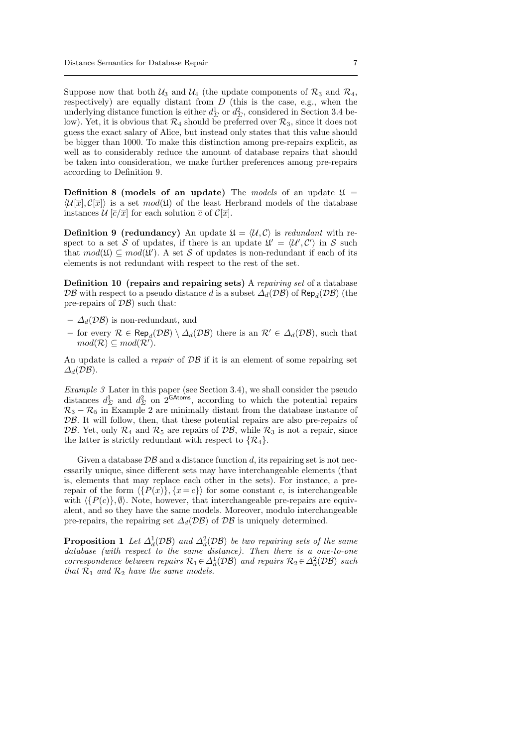Suppose now that both $\mathcal{U}_3$ and $\mathcal{U}_4$ (the update components of $\mathcal{R}_3$ and $\mathcal{R}_4$, respectively) are equally distant from $D$ (this is the case, e.g., when the underlying distance function is either $d^1_\Sigma$ or $d^2_\Sigma$, considered in Section 3.4 below). Yet, it is obvious that $\mathcal{R}_4$ should be preferred over $\mathcal{R}_3$, since it does not guess the exact salary of Alice, but instead only states that this value should be bigger than 1000. To make this distinction among pre-repairs explicit, as well as to considerably reduce the amount of database repairs that should be taken into consideration, we make further preferences among pre-repairs according to Definition 9.

**Definition 8 (models of an update)** The *models* of an update $\mathfrak{U} = \langle \mathcal{U}[\overline{x}], \mathcal{C}[\overline{x}] \rangle$ is a set $mod(\mathfrak{U})$ of the least Herbrand models of the database instances $\mathcal{U}\,[\overline{c}/\overline{x}]$ for each solution $\overline{c}$ of $\mathcal{C}[\overline{x}]$.

**Definition 9 (redundancy)** An update $\mathfrak{U} = \langle \mathcal{U}, \mathcal{C} \rangle$ is *redundant* with respect to a set $\mathcal{S}$ of updates, if there is an update $\mathfrak{U}' = \langle \mathcal{U}', \mathcal{C}' \rangle$ in $\mathcal{S}$ such that $mod(\mathfrak{U}) \subseteq mod(\mathfrak{U}')$. A set $\mathcal{S}$ of updates is non-redundant if each of its elements is not redundant with respect to the rest of the set.

**Definition 10 (repairs and repairing sets)** A *repairing set* of a database $\mathcal{DB}$ with respect to a pseudo distance $d$ is a subset $\Delta_d(\mathcal{DB})$ of $\mathsf{Rep}_d(\mathcal{DB})$ (the pre-repairs of $\mathcal{DB}$) such that:

- $\Delta_d(\mathcal{DB})$ is non-redundant, and
- for every $\mathcal{R} \in \mathsf{Rep}_d(\mathcal{DB}) \setminus \Delta_d(\mathcal{DB})$ there is an $\mathcal{R}' \in \Delta_d(\mathcal{DB})$, such that $mod(\mathcal{R}) \subseteq mod(\mathcal{R}')$.

An update is called a *repair* of $\mathcal{DB}$ if it is an element of some repairing set $\Delta_d(\mathcal{DB})$.

*Example 3* Later in this paper (see Section 3.4), we shall consider the pseudo distances $d^1_\Sigma$ and $d^2_\Sigma$ on $2^{\mathsf{GAtoms}}$, according to which the potential repairs $\mathcal{R}_3 - \mathcal{R}_5$ in Example 2 are minimally distant from the database instance of $\mathcal{DB}$. It will follow, then, that these potential repairs are also pre-repairs of $\mathcal{DB}$. Yet, only $\mathcal{R}_4$ and $\mathcal{R}_5$ are repairs of $\mathcal{DB}$, while $\mathcal{R}_3$ is not a repair, since the latter is strictly redundant with respect to $\{\mathcal{R}_4\}$.

Given a database $\mathcal{DB}$ and a distance function $d$, its repairing set is not necessarily unique, since different sets may have interchangeable elements (that is, elements that may replace each other in the sets). For instance, a pre-repair of the form $\langle \{P(x)\}, \{x = c\} \rangle$ for some constant $c$, is interchangeable with $\langle \{P(c)\}, \emptyset \rangle$. Note, however, that interchangeable pre-repairs are equivalent, and so they have the same models. Moreover, modulo interchangeable pre-repairs, the repairing set $\Delta_d(\mathcal{DB})$ of $\mathcal{DB}$ is uniquely determined.

**Proposition 1** *Let $\Delta^1_d(\mathcal{DB})$ and $\Delta^2_d(\mathcal{DB})$ be two repairing sets of the same database (with respect to the same distance). Then there is a one-to-one correspondence between repairs $\mathcal{R}_1 \in \Delta^1_d(\mathcal{DB})$ and repairs $\mathcal{R}_2 \in \Delta^2_d(\mathcal{DB})$ such that $\mathcal{R}_1$ and $\mathcal{R}_2$ have the same models.*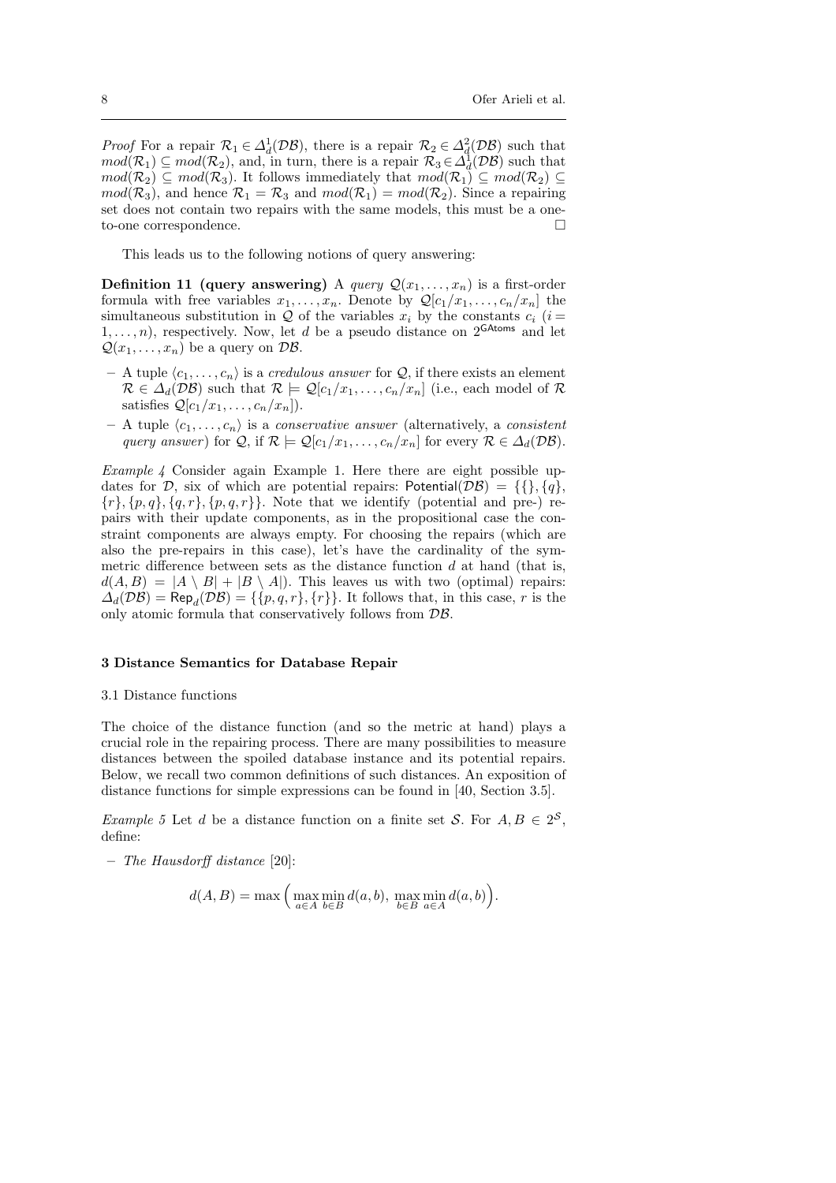*Proof* For a repair $\mathcal{R}_1 \in \Delta^1_d(\mathcal{DB})$, there is a repair $\mathcal{R}_2 \in \Delta^2_d(\mathcal{DB})$ such that $mod(\mathcal{R}_1) \subseteq mod(\mathcal{R}_2)$, and, in turn, there is a repair $\mathcal{R}_3 \in \Delta^1_d(\mathcal{DB})$ such that $mod(\mathcal{R}_2) \subseteq mod(\mathcal{R}_3)$. It follows immediately that $mod(\mathcal{R}_1) \subseteq mod(\mathcal{R}_2) \subseteq mod(\mathcal{R}_3)$, and hence $\mathcal{R}_1 = \mathcal{R}_3$ and $mod(\mathcal{R}_1) = mod(\mathcal{R}_2)$. Since a repairing set does not contain two repairs with the same models, this must be a one-to-one correspondence. □

This leads us to the following notions of query answering:

**Definition 11 (query answering)** A *query* $\mathcal{Q}(x_1, \ldots, x_n)$ is a first-order formula with free variables $x_1, \ldots, x_n$. Denote by $\mathcal{Q}[c_1/x_1, \ldots, c_n/x_n]$ the simultaneous substitution in $\mathcal{Q}$ of the variables $x_i$ by the constants $c_i$ ($i = 1, \ldots, n$), respectively. Now, let $d$ be a pseudo distance on $2^{\mathsf{GAtoms}}$ and let $\mathcal{Q}(x_1, \ldots, x_n)$ be a query on $\mathcal{DB}$.

- A tuple $\langle c_1, \ldots, c_n \rangle$ is a *credulous answer* for $\mathcal{Q}$, if there exists an element $\mathcal{R} \in \Delta_d(\mathcal{DB})$ such that $\mathcal{R} \models \mathcal{Q}[c_1/x_1, \ldots, c_n/x_n]$ (i.e., each model of $\mathcal{R}$ satisfies $\mathcal{Q}[c_1/x_1, \ldots, c_n/x_n]$).
- A tuple $\langle c_1, \ldots, c_n \rangle$ is a *conservative answer* (alternatively, a *consistent query answer*) for $\mathcal{Q}$, if $\mathcal{R} \models \mathcal{Q}[c_1/x_1, \ldots, c_n/x_n]$ for every $\mathcal{R} \in \Delta_d(\mathcal{DB})$.

*Example 4* Consider again Example 1. Here there are eight possible updates for $\mathcal{D}$, six of which are potential repairs: $\mathsf{Potential}(\mathcal{DB}) = \{\{\}, \{q\}, \{r\}, \{p, q\}, \{q, r\}, \{p, q, r\}\}$. Note that we identify (potential and pre-) repairs with their update components, as in the propositional case the constraint components are always empty. For choosing the repairs (which are also the pre-repairs in this case), let's have the cardinality of the symmetric difference between sets as the distance function $d$ at hand (that is, $d(A, B) = |A \setminus B| + |B \setminus A|$). This leaves us with two (optimal) repairs: $\Delta_d(\mathcal{DB}) = \mathsf{Rep}_d(\mathcal{DB}) = \{\{p, q, r\}, \{r\}\}$. It follows that, in this case, $r$ is the only atomic formula that conservatively follows from $\mathcal{DB}$.

## 3 Distance Semantics for Database Repair

### 3.1 Distance functions

The choice of the distance function (and so the metric at hand) plays a crucial role in the repairing process. There are many possibilities to measure distances between the spoiled database instance and its potential repairs. Below, we recall two common definitions of such distances. An exposition of distance functions for simple expressions can be found in [40, Section 3.5].

*Example 5* Let $d$ be a distance function on a finite set $\mathcal{S}$. For $A, B \in 2^{\mathcal{S}}$, define:

- *The Hausdorff distance* [20]:

$$d(A, B) = \max\Big(\max_{a \in A} \min_{b \in B} d(a, b),\ \max_{b \in B} \min_{a \in A} d(a, b)\Big).$$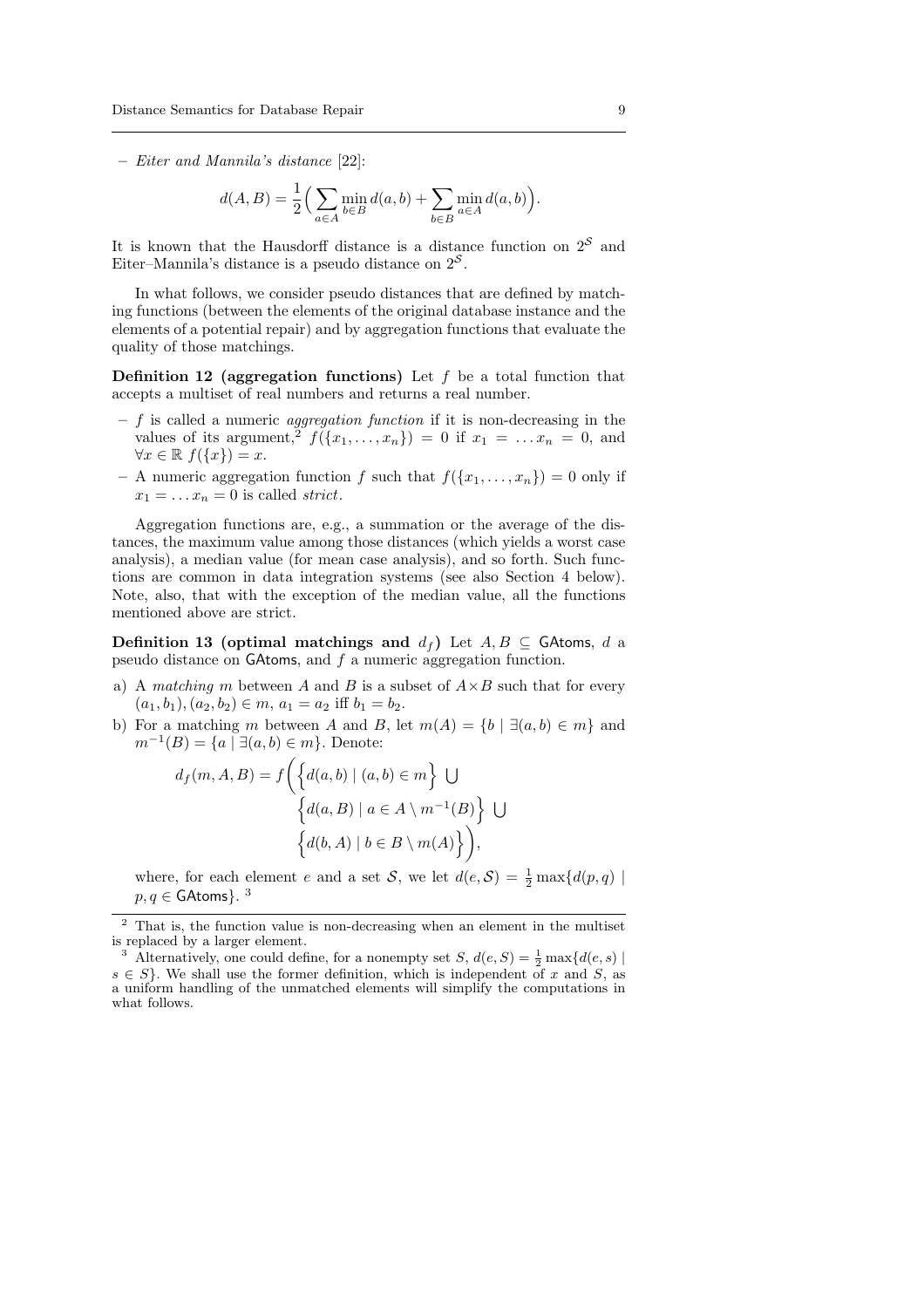– *Eiter and Mannila's distance* [22]:

$$d(A,B) = \frac{1}{2}\Big(\sum_{a \in A} \min_{b \in B} d(a,b) + \sum_{b \in B} \min_{a \in A} d(a,b)\Big).$$

It is known that the Hausdorff distance is a distance function on $2^{\mathcal{S}}$ and Eiter–Mannila's distance is a pseudo distance on $2^{\mathcal{S}}$.

In what follows, we consider pseudo distances that are defined by matching functions (between the elements of the original database instance and the elements of a potential repair) and by aggregation functions that evaluate the quality of those matchings.

**Definition 12 (aggregation functions)** Let $f$ be a total function that accepts a multiset of real numbers and returns a real number.

– $f$ is called a numeric *aggregation function* if it is non-decreasing in the values of its argument,[2] $f(\{x_1, \ldots, x_n\}) = 0$ if $x_1 = \ldots x_n = 0$, and $\forall x \in \mathbb{R}\ f(\{x\}) = x$.
– A numeric aggregation function $f$ such that $f(\{x_1, \ldots, x_n\}) = 0$ only if $x_1 = \ldots x_n = 0$ is called *strict*.

Aggregation functions are, e.g., a summation or the average of the distances, the maximum value among those distances (which yields a worst case analysis), a median value (for mean case analysis), and so forth. Such functions are common in data integration systems (see also Section 4 below). Note, also, that with the exception of the median value, all the functions mentioned above are strict.

**Definition 13 (optimal matchings and $d_f$)** Let $A, B \subseteq \mathsf{GAtoms}$, $d$ a pseudo distance on $\mathsf{GAtoms}$, and $f$ a numeric aggregation function.

a) A *matching* $m$ between $A$ and $B$ is a subset of $A \times B$ such that for every $(a_1, b_1), (a_2, b_2) \in m$, $a_1 = a_2$ iff $b_1 = b_2$.
b) For a matching $m$ between $A$ and $B$, let $m(A) = \{b \mid \exists (a,b) \in m\}$ and $m^{-1}(B) = \{a \mid \exists (a,b) \in m\}$. Denote:

$$d_f(m, A, B) = f\bigg(\Big\{d(a,b) \mid (a,b) \in m\Big\} \bigcup \Big\{d(a,B) \mid a \in A \setminus m^{-1}(B)\Big\} \bigcup \Big\{d(b,A) \mid b \in B \setminus m(A)\Big\}\bigg),$$

where, for each element $e$ and a set $\mathcal{S}$, we let $d(e, \mathcal{S}) = \frac{1}{2}\max\{d(p,q) \mid p, q \in \mathsf{GAtoms}\}$. [3]

---

[2] That is, the function value is non-decreasing when an element in the multiset is replaced by a larger element.

[3] Alternatively, one could define, for a nonempty set $S$, $d(e,S) = \frac{1}{2}\max\{d(e,s) \mid s \in S\}$. We shall use the former definition, which is independent of $x$ and $S$, as a uniform handling of the unmatched elements will simplify the computations in what follows.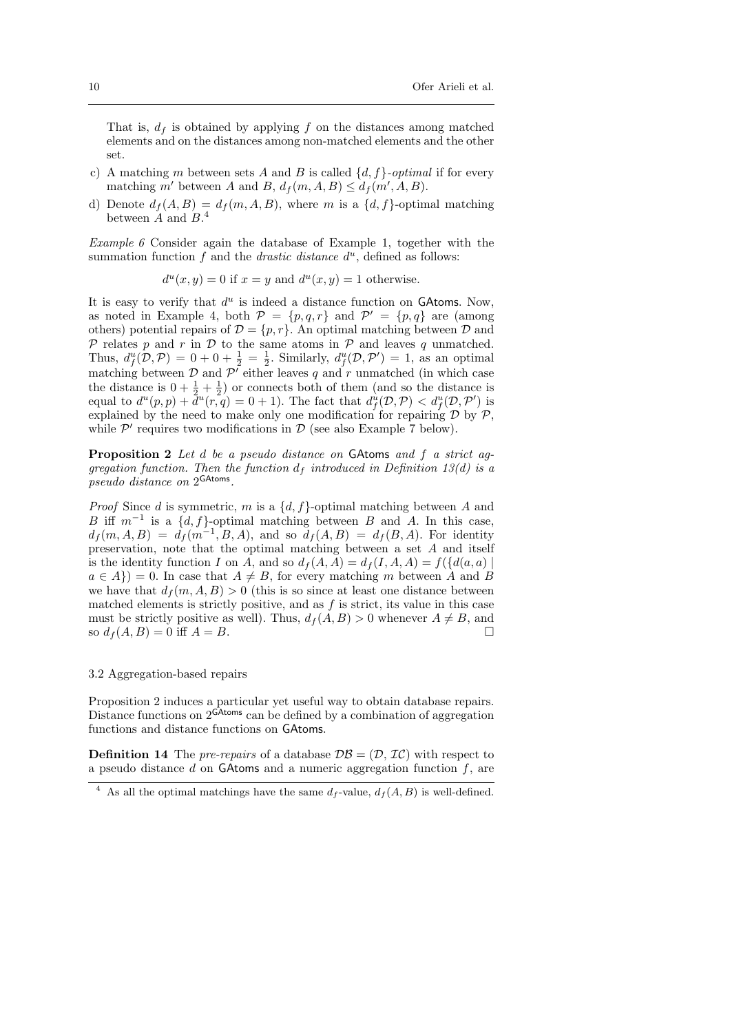That is, $d_f$ is obtained by applying $f$ on the distances among matched elements and on the distances among non-matched elements and the other set.

c) A matching $m$ between sets $A$ and $B$ is called $\{d, f\}$-*optimal* if for every matching $m'$ between $A$ and $B$, $d_f(m, A, B) \leq d_f(m', A, B)$.

d) Denote $d_f(A, B) = d_f(m, A, B)$, where $m$ is a $\{d, f\}$-optimal matching between $A$ and $B$.[4]

*Example 6* Consider again the database of Example 1, together with the summation function $f$ and the *drastic distance* $d^u$, defined as follows:

$$d^u(x, y) = 0 \text{ if } x = y \text{ and } d^u(x, y) = 1 \text{ otherwise.}$$

It is easy to verify that $d^u$ is indeed a distance function on $\mathsf{GAtoms}$. Now, as noted in Example 4, both $\mathcal{P} = \{p, q, r\}$ and $\mathcal{P}' = \{p, q\}$ are (among others) potential repairs of $\mathcal{D} = \{p, r\}$. An optimal matching between $\mathcal{D}$ and $\mathcal{P}$ relates $p$ and $r$ in $\mathcal{D}$ to the same atoms in $\mathcal{P}$ and leaves $q$ unmatched. Thus, $d^u_f(\mathcal{D}, \mathcal{P}) = 0 + 0 + \frac{1}{2} = \frac{1}{2}$. Similarly, $d^u_f(\mathcal{D}, \mathcal{P}') = 1$, as an optimal matching between $\mathcal{D}$ and $\mathcal{P}'$ either leaves $q$ and $r$ unmatched (in which case the distance is $0 + \frac{1}{2} + \frac{1}{2}$) or connects both of them (and so the distance is equal to $d^u(p, p) + d^u(r, q) = 0 + 1$). The fact that $d^u_f(\mathcal{D}, \mathcal{P}) < d^u_f(\mathcal{D}, \mathcal{P}')$ is explained by the need to make only one modification for repairing $\mathcal{D}$ by $\mathcal{P}$, while $\mathcal{P}'$ requires two modifications in $\mathcal{D}$ (see also Example 7 below).

**Proposition 2** *Let $d$ be a pseudo distance on $\mathsf{GAtoms}$ and $f$ a strict aggregation function. Then the function $d_f$ introduced in Definition 13(d) is a pseudo distance on $2^{\mathsf{GAtoms}}$.*

*Proof* Since $d$ is symmetric, $m$ is a $\{d, f\}$-optimal matching between $A$ and $B$ iff $m^{-1}$ is a $\{d, f\}$-optimal matching between $B$ and $A$. In this case, $d_f(m, A, B) = d_f(m^{-1}, B, A)$, and so $d_f(A, B) = d_f(B, A)$. For identity preservation, note that the optimal matching between a set $A$ and itself is the identity function $I$ on $A$, and so $d_f(A, A) = d_f(I, A, A) = f(\{d(a, a) \mid a \in A\}) = 0$. In case that $A \neq B$, for every matching $m$ between $A$ and $B$ we have that $d_f(m, A, B) > 0$ (this is so since at least one distance between matched elements is strictly positive, and as $f$ is strict, its value in this case must be strictly positive as well). Thus, $d_f(A, B) > 0$ whenever $A \neq B$, and so $d_f(A, B) = 0$ iff $A = B$. □

### 3.2 Aggregation-based repairs

Proposition 2 induces a particular yet useful way to obtain database repairs. Distance functions on $2^{\mathsf{GAtoms}}$ can be defined by a combination of aggregation functions and distance functions on $\mathsf{GAtoms}$.

**Definition 14** The *pre-repairs* of a database $\mathcal{DB} = (\mathcal{D}, \mathcal{IC})$ with respect to a pseudo distance $d$ on $\mathsf{GAtoms}$ and a numeric aggregation function $f$, are

[4] As all the optimal matchings have the same $d_f$-value, $d_f(A, B)$ is well-defined.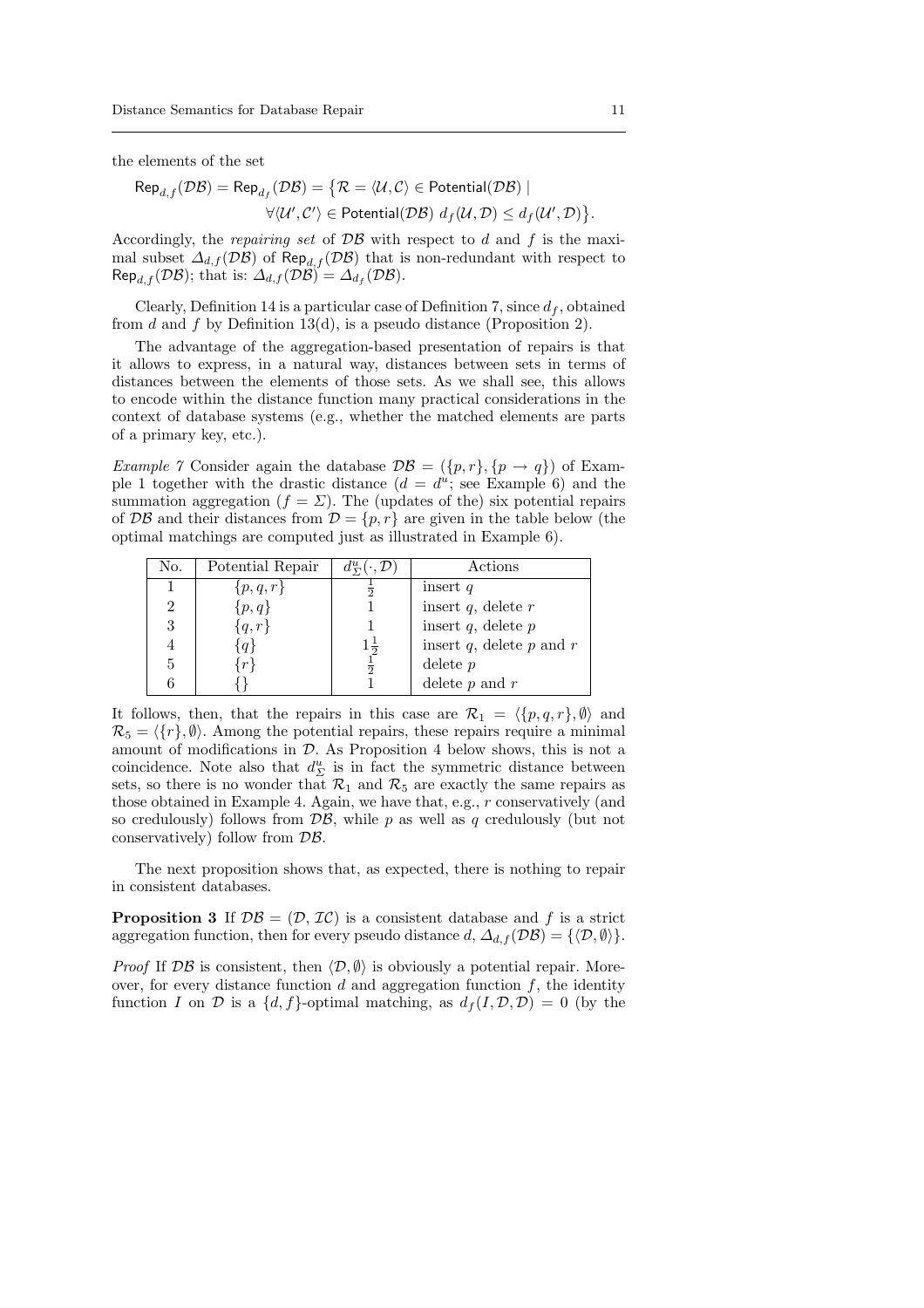the elements of the set

$$\mathsf{Rep}_{d,f}(\mathcal{DB}) = \mathsf{Rep}_{d_f}(\mathcal{DB}) = \big\{\mathcal{R} = \langle \mathcal{U}, \mathcal{C}\rangle \in \mathsf{Potential}(\mathcal{DB}) \mid \\ \forall \langle \mathcal{U}', \mathcal{C}'\rangle \in \mathsf{Potential}(\mathcal{DB}) \; d_f(\mathcal{U}, \mathcal{D}) \leq d_f(\mathcal{U}', \mathcal{D})\big\}.$$

Accordingly, the *repairing set* of $\mathcal{DB}$ with respect to $d$ and $f$ is the maximal subset $\Delta_{d,f}(\mathcal{DB})$ of $\mathsf{Rep}_{d,f}(\mathcal{DB})$ that is non-redundant with respect to $\mathsf{Rep}_{d,f}(\mathcal{DB})$; that is: $\Delta_{d,f}(\mathcal{DB}) = \Delta_{d_f}(\mathcal{DB})$.

Clearly, Definition 14 is a particular case of Definition 7, since $d_f$, obtained from $d$ and $f$ by Definition 13(d), is a pseudo distance (Proposition 2).

The advantage of the aggregation-based presentation of repairs is that it allows to express, in a natural way, distances between sets in terms of distances between the elements of those sets. As we shall see, this allows to encode within the distance function many practical considerations in the context of database systems (e.g., whether the matched elements are parts of a primary key, etc.).

*Example 7* Consider again the database $\mathcal{DB} = (\{p, r\}, \{p \to q\})$ of Example 1 together with the drastic distance ($d = d^u$; see Example 6) and the summation aggregation ($f = \Sigma$). The (updates of the) six potential repairs of $\mathcal{DB}$ and their distances from $\mathcal{D} = \{p, r\}$ are given in the table below (the optimal matchings are computed just as illustrated in Example 6).

| No. | Potential Repair | $d^u_\Sigma(\cdot, \mathcal{D})$ | Actions |
|---|---|---|---|
| 1 | $\{p, q, r\}$ | $\frac{1}{2}$ | insert $q$ |
| 2 | $\{p, q\}$ | 1 | insert $q$, delete $r$ |
| 3 | $\{q, r\}$ | 1 | insert $q$, delete $p$ |
| 4 | $\{q\}$ | $1\frac{1}{2}$ | insert $q$, delete $p$ and $r$ |
| 5 | $\{r\}$ | $\frac{1}{2}$ | delete $p$ |
| 6 | $\{\}$ | 1 | delete $p$ and $r$ |

It follows, then, that the repairs in this case are $\mathcal{R}_1 = \langle \{p, q, r\}, \emptyset\rangle$ and $\mathcal{R}_5 = \langle \{r\}, \emptyset\rangle$. Among the potential repairs, these repairs require a minimal amount of modifications in $\mathcal{D}$. As Proposition 4 below shows, this is not a coincidence. Note also that $d^u_\Sigma$ is in fact the symmetric distance between sets, so there is no wonder that $\mathcal{R}_1$ and $\mathcal{R}_5$ are exactly the same repairs as those obtained in Example 4. Again, we have that, e.g., $r$ conservatively (and so credulously) follows from $\mathcal{DB}$, while $p$ as well as $q$ credulously (but not conservatively) follow from $\mathcal{DB}$.

The next proposition shows that, as expected, there is nothing to repair in consistent databases.

**Proposition 3** If $\mathcal{DB} = (\mathcal{D}, \mathcal{IC})$ is a consistent database and $f$ is a strict aggregation function, then for every pseudo distance $d$, $\Delta_{d,f}(\mathcal{DB}) = \{\langle \mathcal{D}, \emptyset\rangle\}$.

*Proof* If $\mathcal{DB}$ is consistent, then $\langle \mathcal{D}, \emptyset\rangle$ is obviously a potential repair. Moreover, for every distance function $d$ and aggregation function $f$, the identity function $I$ on $\mathcal{D}$ is a $\{d, f\}$-optimal matching, as $d_f(I, \mathcal{D}, \mathcal{D}) = 0$ (by the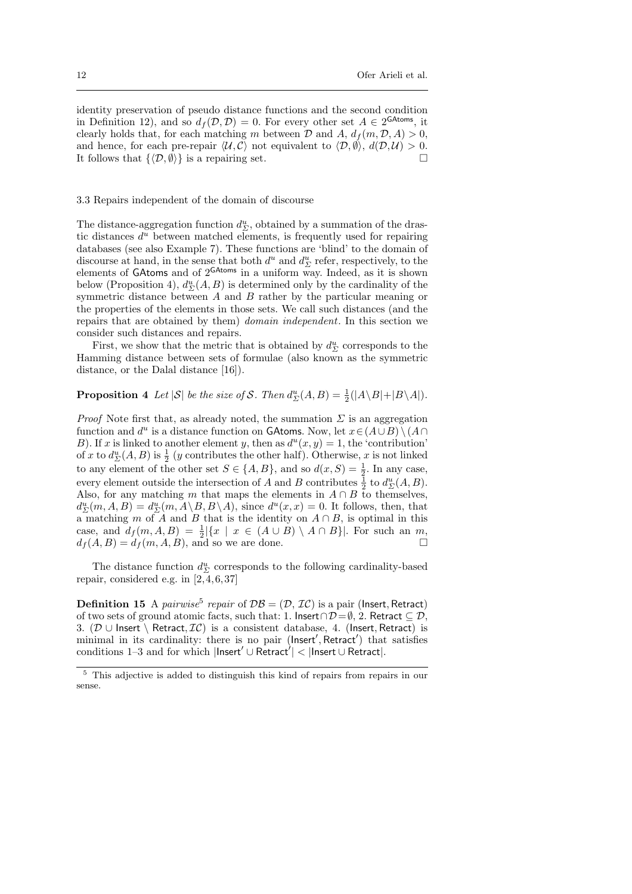identity preservation of pseudo distance functions and the second condition in Definition 12), and so $d_f(\mathcal{D}, \mathcal{D}) = 0$. For every other set $A \in 2^{\mathsf{GAtoms}}$, it clearly holds that, for each matching $m$ between $\mathcal{D}$ and $A$, $d_f(m, \mathcal{D}, A) > 0$, and hence, for each pre-repair $\langle \mathcal{U}, \mathcal{C}\rangle$ not equivalent to $\langle \mathcal{D}, \emptyset\rangle$, $d(\mathcal{D}, \mathcal{U}) > 0$. It follows that $\{\langle \mathcal{D}, \emptyset\rangle\}$ is a repairing set. □

### 3.3 Repairs independent of the domain of discourse

The distance-aggregation function $d^u_\Sigma$, obtained by a summation of the drastic distances $d^u$ between matched elements, is frequently used for repairing databases (see also Example 7). These functions are 'blind' to the domain of discourse at hand, in the sense that both $d^u$ and $d^u_\Sigma$ refer, respectively, to the elements of $\mathsf{GAtoms}$ and of $2^{\mathsf{GAtoms}}$ in a uniform way. Indeed, as it is shown below (Proposition 4), $d^u_\Sigma(A, B)$ is determined only by the cardinality of the symmetric distance between $A$ and $B$ rather by the particular meaning or the properties of the elements in those sets. We call such distances (and the repairs that are obtained by them) *domain independent*. In this section we consider such distances and repairs.

First, we show that the metric that is obtained by $d^u_\Sigma$ corresponds to the Hamming distance between sets of formulae (also known as the symmetric distance, or the Dalal distance [16]).

**Proposition 4** *Let $|\mathcal{S}|$ be the size of $\mathcal{S}$. Then $d^u_\Sigma(A, B) = \frac{1}{2}(|A \setminus B| + |B \setminus A|)$.*

*Proof* Note first that, as already noted, the summation $\Sigma$ is an aggregation function and $d^u$ is a distance function on $\mathsf{GAtoms}$. Now, let $x \in (A \cup B) \setminus (A \cap B)$. If $x$ is linked to another element $y$, then as $d^u(x, y) = 1$, the 'contribution' of $x$ to $d^u_\Sigma(A, B)$ is $\frac{1}{2}$ ($y$ contributes the other half). Otherwise, $x$ is not linked to any element of the other set $S \in \{A, B\}$, and so $d(x, S) = \frac{1}{2}$. In any case, every element outside the intersection of $A$ and $B$ contributes $\frac{1}{2}$ to $d^u_\Sigma(A, B)$. Also, for any matching $m$ that maps the elements in $A \cap B$ to themselves, $d^u_\Sigma(m, A, B) = d^u_\Sigma(m, A \setminus B, B \setminus A)$, since $d^u(x, x) = 0$. It follows, then, that a matching $m$ of $A$ and $B$ that is the identity on $A \cap B$, is optimal in this case, and $d_f(m, A, B) = \frac{1}{2}|\{x \mid x \in (A \cup B) \setminus A \cap B\}|$. For such an $m$, $d_f(A, B) = d_f(m, A, B)$, and so we are done. □

The distance function $d^u_\Sigma$ corresponds to the following cardinality-based repair, considered e.g. in [2, 4, 6, 37]

**Definition 15** A *pairwise*[5] *repair* of $\mathcal{DB} = (\mathcal{D}, \mathcal{IC})$ is a pair $(\mathsf{Insert}, \mathsf{Retract})$ of two sets of ground atomic facts, such that: 1. $\mathsf{Insert} \cap \mathcal{D} = \emptyset$, 2. $\mathsf{Retract} \subseteq \mathcal{D}$, 3. $(\mathcal{D} \cup \mathsf{Insert} \setminus \mathsf{Retract}, \mathcal{IC})$ is a consistent database, 4. $(\mathsf{Insert}, \mathsf{Retract})$ is minimal in its cardinality: there is no pair $(\mathsf{Insert}', \mathsf{Retract}')$ that satisfies conditions 1–3 and for which $|\mathsf{Insert}' \cup \mathsf{Retract}'| < |\mathsf{Insert} \cup \mathsf{Retract}|$.

[5] This adjective is added to distinguish this kind of repairs from repairs in our sense.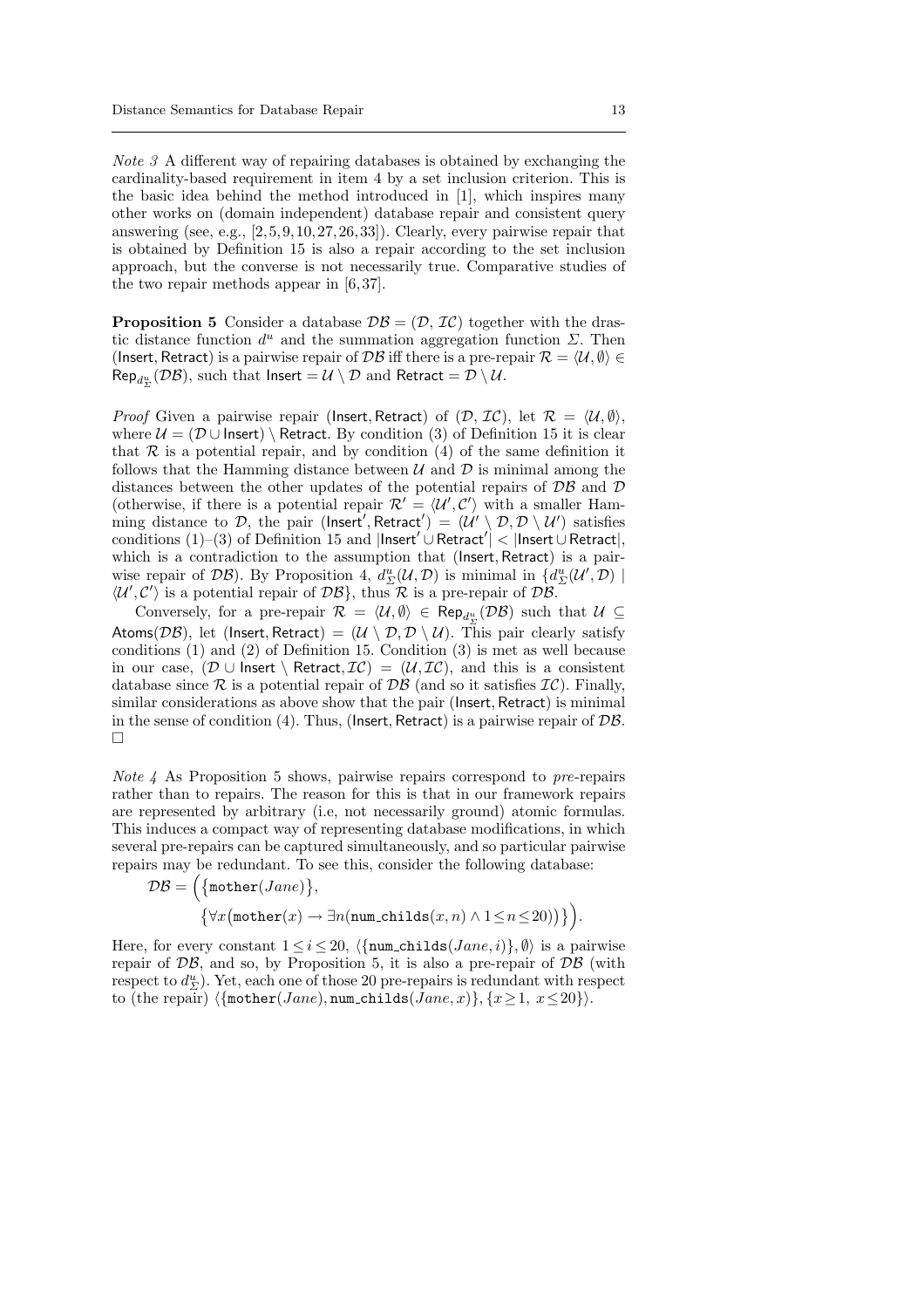*Note 3* A different way of repairing databases is obtained by exchanging the cardinality-based requirement in item 4 by a set inclusion criterion. This is the basic idea behind the method introduced in [1], which inspires many other works on (domain independent) database repair and consistent query answering (see, e.g., [2,5,9,10,27,26,33]). Clearly, every pairwise repair that is obtained by Definition 15 is also a repair according to the set inclusion approach, but the converse is not necessarily true. Comparative studies of the two repair methods appear in [6,37].

**Proposition 5** Consider a database $\mathcal{DB} = (\mathcal{D}, \mathcal{IC})$ together with the drastic distance function $d^u$ and the summation aggregation function $\Sigma$. Then $(\mathsf{Insert}, \mathsf{Retract})$ is a pairwise repair of $\mathcal{DB}$ iff there is a pre-repair $\mathcal{R} = \langle \mathcal{U}, \emptyset \rangle \in \mathsf{Rep}_{d^u_\Sigma}(\mathcal{DB})$, such that $\mathsf{Insert} = \mathcal{U} \setminus \mathcal{D}$ and $\mathsf{Retract} = \mathcal{D} \setminus \mathcal{U}$.

*Proof* Given a pairwise repair $(\mathsf{Insert}, \mathsf{Retract})$ of $(\mathcal{D}, \mathcal{IC})$, let $\mathcal{R} = \langle \mathcal{U}, \emptyset \rangle$, where $\mathcal{U} = (\mathcal{D} \cup \mathsf{Insert}) \setminus \mathsf{Retract}$. By condition (3) of Definition 15 it is clear that $\mathcal{R}$ is a potential repair, and by condition (4) of the same definition it follows that the Hamming distance between $\mathcal{U}$ and $\mathcal{D}$ is minimal among the distances between the other updates of the potential repairs of $\mathcal{DB}$ and $\mathcal{D}$ (otherwise, if there is a potential repair $\mathcal{R}' = \langle \mathcal{U}', \mathcal{C}' \rangle$ with a smaller Hamming distance to $\mathcal{D}$, the pair $(\mathsf{Insert}', \mathsf{Retract}') = (\mathcal{U}' \setminus \mathcal{D}, \mathcal{D} \setminus \mathcal{U}')$ satisfies conditions (1)–(3) of Definition 15 and $|\mathsf{Insert}' \cup \mathsf{Retract}'| < |\mathsf{Insert} \cup \mathsf{Retract}|$, which is a contradiction to the assumption that $(\mathsf{Insert}, \mathsf{Retract})$ is a pairwise repair of $\mathcal{DB}$). By Proposition 4, $d^u_\Sigma(\mathcal{U}, \mathcal{D})$ is minimal in $\{d^u_\Sigma(\mathcal{U}', \mathcal{D}) \mid \langle \mathcal{U}', \mathcal{C}' \rangle$ is a potential repair of $\mathcal{DB}\}$, thus $\mathcal{R}$ is a pre-repair of $\mathcal{DB}$.

Conversely, for a pre-repair $\mathcal{R} = \langle \mathcal{U}, \emptyset \rangle \in \mathsf{Rep}_{d^u_\Sigma}(\mathcal{DB})$ such that $\mathcal{U} \subseteq \mathsf{Atoms}(\mathcal{DB})$, let $(\mathsf{Insert}, \mathsf{Retract}) = (\mathcal{U} \setminus \mathcal{D}, \mathcal{D} \setminus \mathcal{U})$. This pair clearly satisfy conditions (1) and (2) of Definition 15. Condition (3) is met as well because in our case, $(\mathcal{D} \cup \mathsf{Insert} \setminus \mathsf{Retract}, \mathcal{IC}) = (\mathcal{U}, \mathcal{IC})$, and this is a consistent database since $\mathcal{R}$ is a potential repair of $\mathcal{DB}$ (and so it satisfies $\mathcal{IC}$). Finally, similar considerations as above show that the pair $(\mathsf{Insert}, \mathsf{Retract})$ is minimal in the sense of condition (4). Thus, $(\mathsf{Insert}, \mathsf{Retract})$ is a pairwise repair of $\mathcal{DB}$. $\square$

*Note 4* As Proposition 5 shows, pairwise repairs correspond to *pre*-repairs rather than to repairs. The reason for this is that in our framework repairs are represented by arbitrary (i.e, not necessarily ground) atomic formulas. This induces a compact way of representing database modifications, in which several pre-repairs can be captured simultaneously, and so particular pairwise repairs may be redundant. To see this, consider the following database:

$$\mathcal{DB} = \Big(\big\{\mathtt{mother}(Jane)\big\},$$
$$\big\{\forall x\big(\mathtt{mother}(x) \rightarrow \exists n(\mathtt{num\_childs}(x,n) \wedge 1 \leq n \leq 20)\big)\big\}\Big).$$

Here, for every constant $1 \leq i \leq 20$, $\langle\{\mathtt{num\_childs}(Jane, i)\}, \emptyset\rangle$ is a pairwise repair of $\mathcal{DB}$, and so, by Proposition 5, it is also a pre-repair of $\mathcal{DB}$ (with respect to $d^u_\Sigma$). Yet, each one of those 20 pre-repairs is redundant with respect to (the repair) $\langle\{\mathtt{mother}(Jane), \mathtt{num\_childs}(Jane, x)\}, \{x \geq 1,\ x \leq 20\}\rangle$.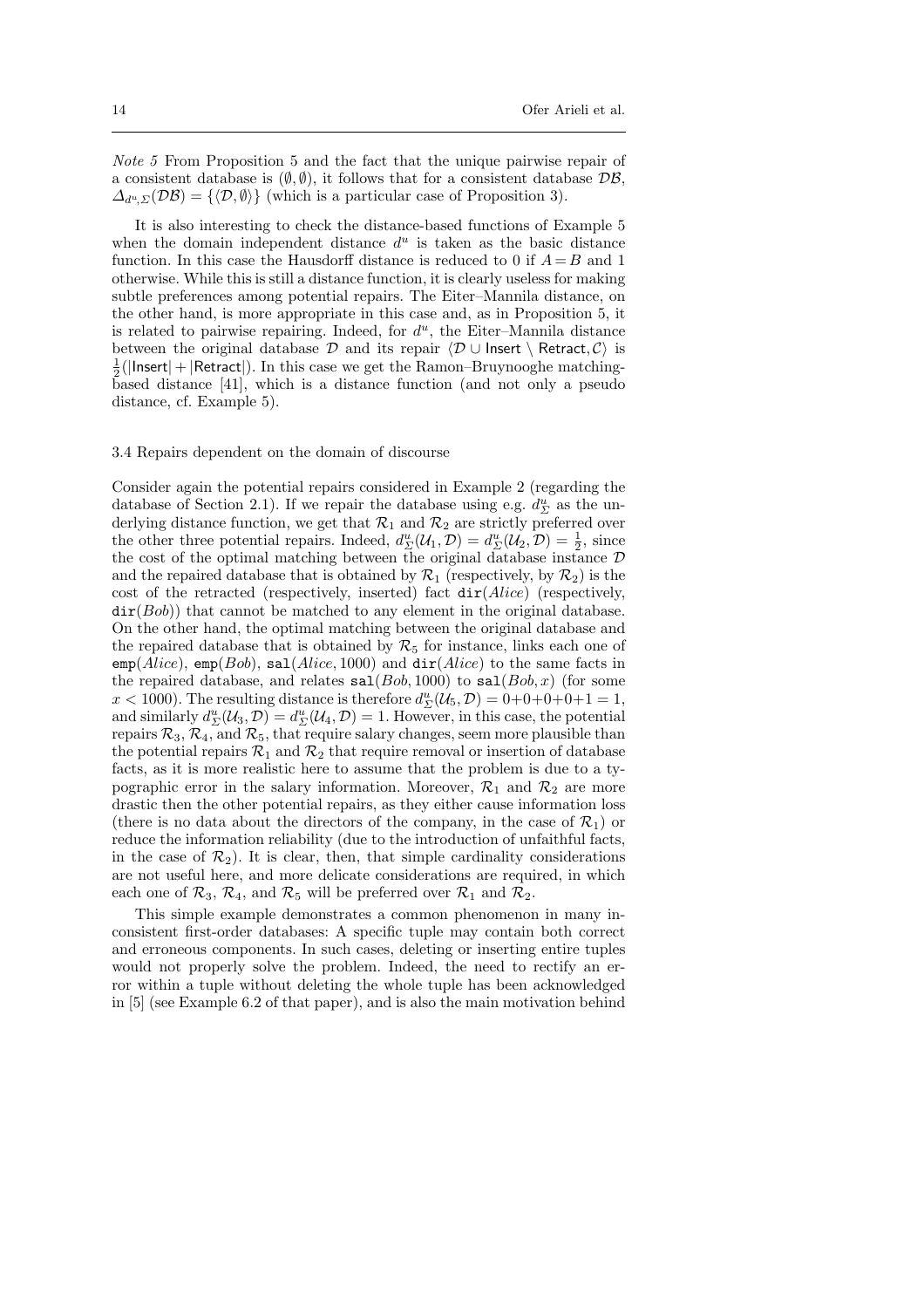*Note 5* From Proposition 5 and the fact that the unique pairwise repair of a consistent database is $(\emptyset, \emptyset)$, it follows that for a consistent database $\mathcal{DB}$, $\Delta_{d^u,\Sigma}(\mathcal{DB}) = \{\langle \mathcal{D}, \emptyset \rangle\}$ (which is a particular case of Proposition 3).

It is also interesting to check the distance-based functions of Example 5 when the domain independent distance $d^u$ is taken as the basic distance function. In this case the Hausdorff distance is reduced to 0 if $A = B$ and 1 otherwise. While this is still a distance function, it is clearly useless for making subtle preferences among potential repairs. The Eiter–Mannila distance, on the other hand, is more appropriate in this case and, as in Proposition 5, it is related to pairwise repairing. Indeed, for $d^u$, the Eiter–Mannila distance between the original database $\mathcal{D}$ and its repair $\langle \mathcal{D} \cup \mathsf{Insert} \setminus \mathsf{Retract}, \mathcal{C} \rangle$ is $\frac{1}{2}(|\mathsf{Insert}| + |\mathsf{Retract}|)$. In this case we get the Ramon–Bruynooghe matching-based distance [41], which is a distance function (and not only a pseudo distance, cf. Example 5).

### 3.4 Repairs dependent on the domain of discourse

Consider again the potential repairs considered in Example 2 (regarding the database of Section 2.1). If we repair the database using e.g. $d^u_\Sigma$ as the underlying distance function, we get that $\mathcal{R}_1$ and $\mathcal{R}_2$ are strictly preferred over the other three potential repairs. Indeed, $d^u_\Sigma(\mathcal{U}_1, \mathcal{D}) = d^u_\Sigma(\mathcal{U}_2, \mathcal{D}) = \frac{1}{2}$, since the cost of the optimal matching between the original database instance $\mathcal{D}$ and the repaired database that is obtained by $\mathcal{R}_1$ (respectively, by $\mathcal{R}_2$) is the cost of the retracted (respectively, inserted) fact $\mathtt{dir}(Alice)$ (respectively, $\mathtt{dir}(Bob)$) that cannot be matched to any element in the original database. On the other hand, the optimal matching between the original database and the repaired database that is obtained by $\mathcal{R}_5$ for instance, links each one of $\mathtt{emp}(Alice)$, $\mathtt{emp}(Bob)$, $\mathtt{sal}(Alice, 1000)$ and $\mathtt{dir}(Alice)$ to the same facts in the repaired database, and relates $\mathtt{sal}(Bob, 1000)$ to $\mathtt{sal}(Bob, x)$ (for some $x < 1000$). The resulting distance is therefore $d^u_\Sigma(\mathcal{U}_5, \mathcal{D}) = 0+0+0+0+1 = 1$, and similarly $d^u_\Sigma(\mathcal{U}_3, \mathcal{D}) = d^u_\Sigma(\mathcal{U}_4, \mathcal{D}) = 1$. However, in this case, the potential repairs $\mathcal{R}_3$, $\mathcal{R}_4$, and $\mathcal{R}_5$, that require salary changes, seem more plausible than the potential repairs $\mathcal{R}_1$ and $\mathcal{R}_2$ that require removal or insertion of database facts, as it is more realistic here to assume that the problem is due to a typographic error in the salary information. Moreover, $\mathcal{R}_1$ and $\mathcal{R}_2$ are more drastic then the other potential repairs, as they either cause information loss (there is no data about the directors of the company, in the case of $\mathcal{R}_1$) or reduce the information reliability (due to the introduction of unfaithful facts, in the case of $\mathcal{R}_2$). It is clear, then, that simple cardinality considerations are not useful here, and more delicate considerations are required, in which each one of $\mathcal{R}_3$, $\mathcal{R}_4$, and $\mathcal{R}_5$ will be preferred over $\mathcal{R}_1$ and $\mathcal{R}_2$.

This simple example demonstrates a common phenomenon in many inconsistent first-order databases: A specific tuple may contain both correct and erroneous components. In such cases, deleting or inserting entire tuples would not properly solve the problem. Indeed, the need to rectify an error within a tuple without deleting the whole tuple has been acknowledged in [5] (see Example 6.2 of that paper), and is also the main motivation behind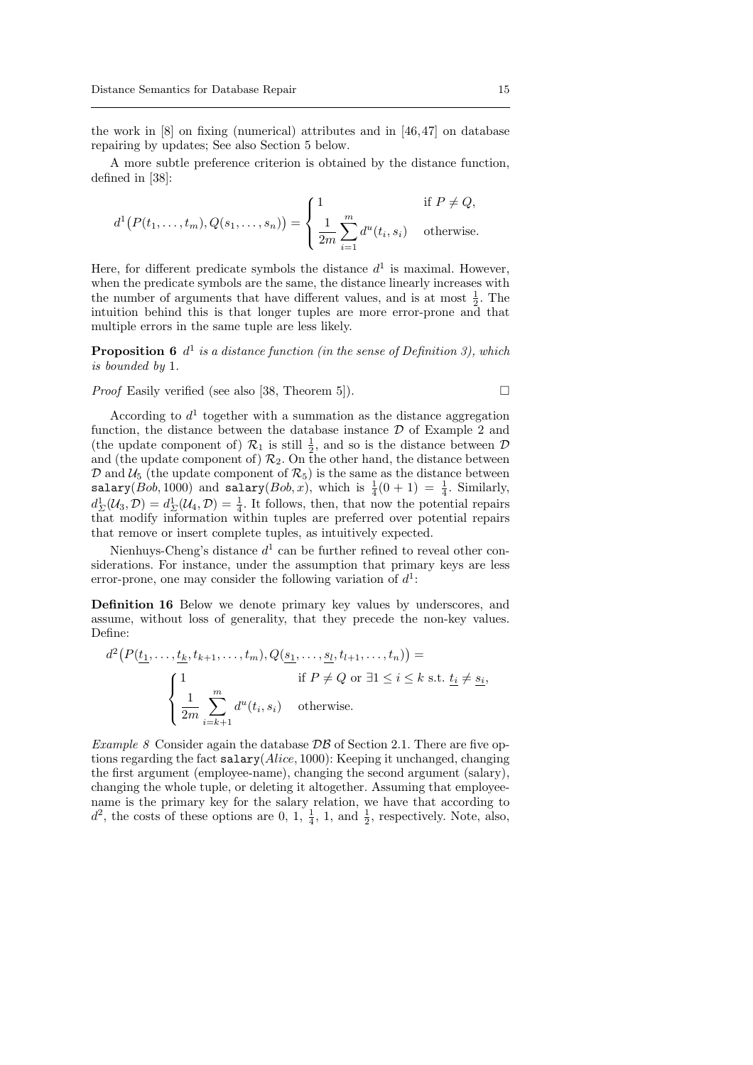the work in [8] on fixing (numerical) attributes and in [46,47] on database repairing by updates; See also Section 5 below.

A more subtle preference criterion is obtained by the distance function, defined in [38]:

$$d^1\big(P(t_1,\ldots,t_m), Q(s_1,\ldots,s_n)\big) = \begin{cases} 1 & \text{if } P \neq Q, \\ \dfrac{1}{2m}\displaystyle\sum_{i=1}^{m} d^u(t_i,s_i) & \text{otherwise.} \end{cases}$$

Here, for different predicate symbols the distance $d^1$ is maximal. However, when the predicate symbols are the same, the distance linearly increases with the number of arguments that have different values, and is at most $\frac{1}{2}$. The intuition behind this is that longer tuples are more error-prone and that multiple errors in the same tuple are less likely.

**Proposition 6** *$d^1$ is a distance function (in the sense of Definition 3), which is bounded by* 1*.*

*Proof* Easily verified (see also [38, Theorem 5]). □

According to $d^1$ together with a summation as the distance aggregation function, the distance between the database instance $\mathcal{D}$ of Example 2 and (the update component of) $\mathcal{R}_1$ is still $\frac{1}{2}$, and so is the distance between $\mathcal{D}$ and (the update component of) $\mathcal{R}_2$. On the other hand, the distance between $\mathcal{D}$ and $\mathcal{U}_5$ (the update component of $\mathcal{R}_5$) is the same as the distance between $\texttt{salary}(Bob, 1000)$ and $\texttt{salary}(Bob, x)$, which is $\frac{1}{4}(0+1) = \frac{1}{4}$. Similarly, $d^1_\Sigma(\mathcal{U}_3, \mathcal{D}) = d^1_\Sigma(\mathcal{U}_4, \mathcal{D}) = \frac{1}{4}$. It follows, then, that now the potential repairs that modify information within tuples are preferred over potential repairs that remove or insert complete tuples, as intuitively expected.

Nienhuys-Cheng's distance $d^1$ can be further refined to reveal other considerations. For instance, under the assumption that primary keys are less error-prone, one may consider the following variation of $d^1$:

**Definition 16** Below we denote primary key values by underscores, and assume, without loss of generality, that they precede the non-key values. Define:

$$d^2\big(P(\underline{t_1},\ldots,\underline{t_k},t_{k+1},\ldots,t_m), Q(\underline{s_1},\ldots,\underline{s_l},t_{l+1},\ldots,t_n)\big) =$$

$$\begin{cases} 1 & \text{if } P \neq Q \text{ or } \exists 1 \leq i \leq k \text{ s.t. } \underline{t_i} \neq \underline{s_i}, \\ \dfrac{1}{2m}\displaystyle\sum_{i=k+1}^{m} d^u(t_i,s_i) & \text{otherwise.} \end{cases}$$

*Example 8* Consider again the database $\mathcal{DB}$ of Section 2.1. There are five options regarding the fact $\texttt{salary}(Alice, 1000)$: Keeping it unchanged, changing the first argument (employee-name), changing the second argument (salary), changing the whole tuple, or deleting it altogether. Assuming that employee-name is the primary key for the salary relation, we have that according to $d^2$, the costs of these options are 0, 1, $\frac{1}{4}$, 1, and $\frac{1}{2}$, respectively. Note, also,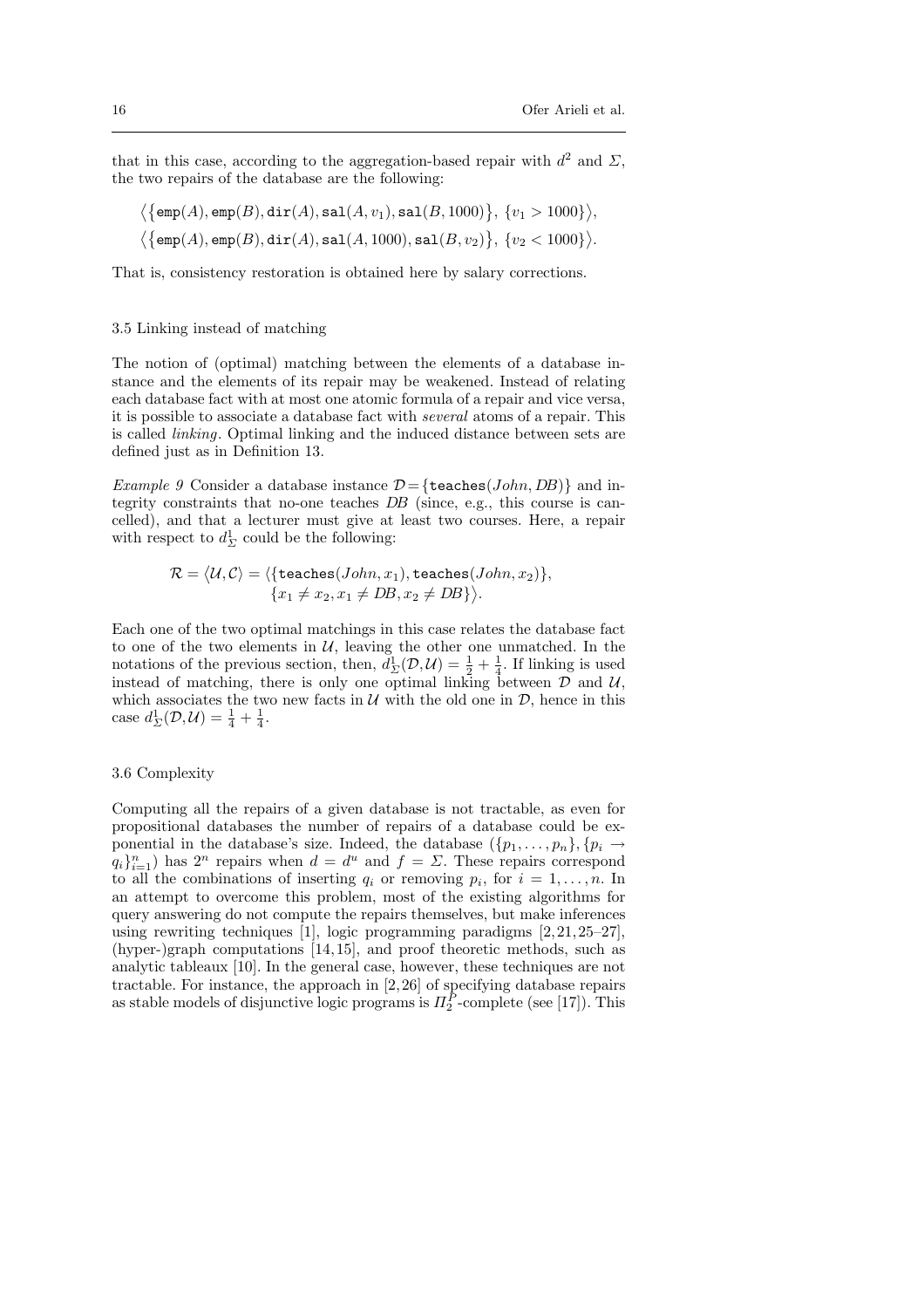that in this case, according to the aggregation-based repair with $d^2$ and $\Sigma$, the two repairs of the database are the following:

$$\langle \{\texttt{emp}(A), \texttt{emp}(B), \texttt{dir}(A), \texttt{sal}(A, v_1), \texttt{sal}(B, 1000)\},\ \{v_1 > 1000\}\rangle,$$
$$\langle \{\texttt{emp}(A), \texttt{emp}(B), \texttt{dir}(A), \texttt{sal}(A, 1000), \texttt{sal}(B, v_2)\},\ \{v_2 < 1000\}\rangle.$$

That is, consistency restoration is obtained here by salary corrections.

### 3.5 Linking instead of matching

The notion of (optimal) matching between the elements of a database instance and the elements of its repair may be weakened. Instead of relating each database fact with at most one atomic formula of a repair and vice versa, it is possible to associate a database fact with *several* atoms of a repair. This is called *linking*. Optimal linking and the induced distance between sets are defined just as in Definition 13.

*Example 9* Consider a database instance $\mathcal{D} = \{\texttt{teaches}(John, DB)\}$ and integrity constraints that no-one teaches *DB* (since, e.g., this course is cancelled), and that a lecturer must give at least two courses. Here, a repair with respect to $d^1_\Sigma$ could be the following:

$$\mathcal{R} = \langle \mathcal{U}, \mathcal{C}\rangle = \langle \{\texttt{teaches}(John, x_1), \texttt{teaches}(John, x_2)\},$$
$$\{x_1 \neq x_2, x_1 \neq DB, x_2 \neq DB\}\rangle.$$

Each one of the two optimal matchings in this case relates the database fact to one of the two elements in $\mathcal{U}$, leaving the other one unmatched. In the notations of the previous section, then, $d^1_\Sigma(\mathcal{D}, \mathcal{U}) = \frac{1}{2} + \frac{1}{4}$. If linking is used instead of matching, there is only one optimal linking between $\mathcal{D}$ and $\mathcal{U}$, which associates the two new facts in $\mathcal{U}$ with the old one in $\mathcal{D}$, hence in this case $d^1_\Sigma(\mathcal{D}, \mathcal{U}) = \frac{1}{4} + \frac{1}{4}$.

### 3.6 Complexity

Computing all the repairs of a given database is not tractable, as even for propositional databases the number of repairs of a database could be exponential in the database's size. Indeed, the database $(\{p_1, \ldots, p_n\}, \{p_i \rightarrow q_i\}_{i=1}^n)$ has $2^n$ repairs when $d = d^u$ and $f = \Sigma$. These repairs correspond to all the combinations of inserting $q_i$ or removing $p_i$, for $i = 1, \ldots, n$. In an attempt to overcome this problem, most of the existing algorithms for query answering do not compute the repairs themselves, but make inferences using rewriting techniques [1], logic programming paradigms [2, 21, 25–27], (hyper-)graph computations [14, 15], and proof theoretic methods, such as analytic tableaux [10]. In the general case, however, these techniques are not tractable. For instance, the approach in [2, 26] of specifying database repairs as stable models of disjunctive logic programs is $\Pi_2^P$-complete (see [17]). This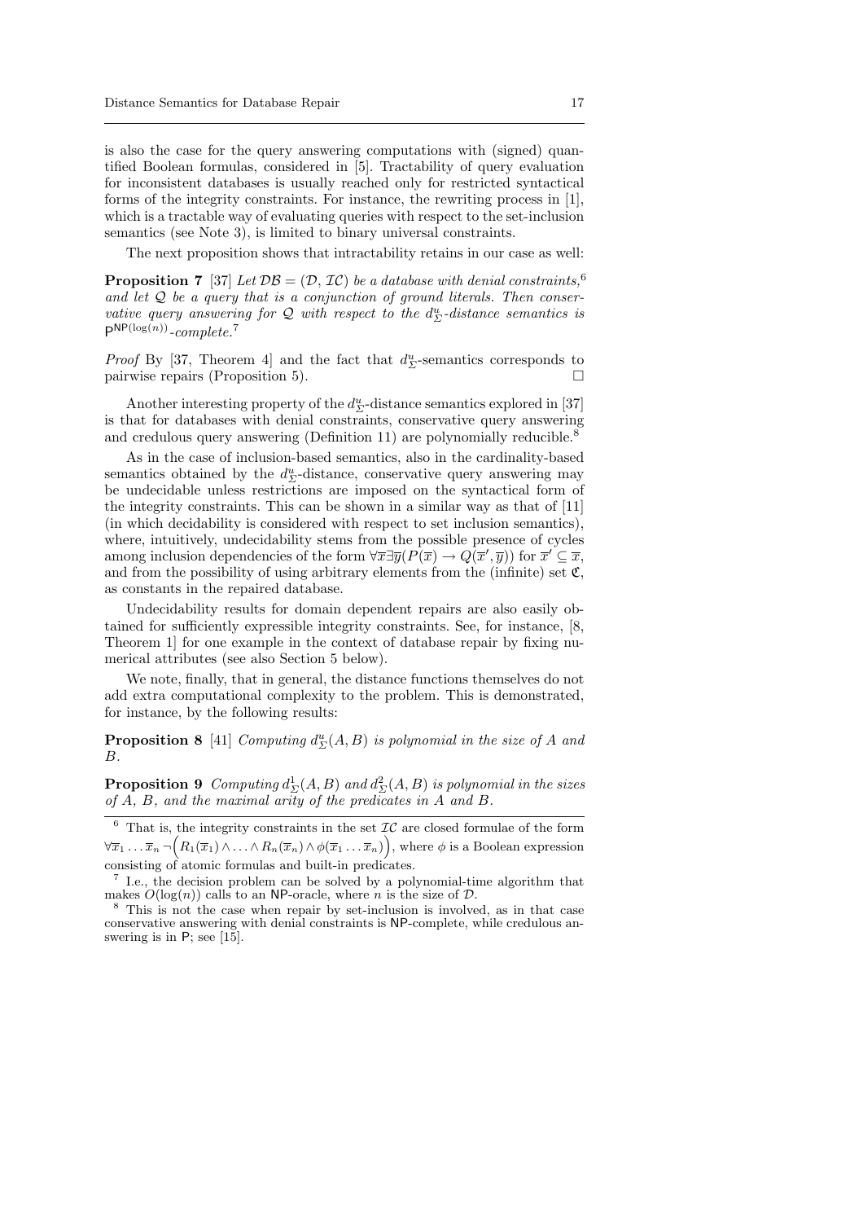is also the case for the query answering computations with (signed) quantified Boolean formulas, considered in [5]. Tractability of query evaluation for inconsistent databases is usually reached only for restricted syntactical forms of the integrity constraints. For instance, the rewriting process in [1], which is a tractable way of evaluating queries with respect to the set-inclusion semantics (see Note 3), is limited to binary universal constraints.

The next proposition shows that intractability retains in our case as well:

**Proposition 7** [37] *Let $\mathcal{DB} = (\mathcal{D}, \mathcal{IC})$ be a database with denial constraints,*[6] *and let $\mathcal{Q}$ be a query that is a conjunction of ground literals. Then conservative query answering for $\mathcal{Q}$ with respect to the $d^u_\Sigma$-distance semantics is $\mathsf{P}^{\mathsf{NP}(\log(n))}$-complete.*[7]

*Proof* By [37, Theorem 4] and the fact that $d^u_\Sigma$-semantics corresponds to pairwise repairs (Proposition 5). □

Another interesting property of the $d^u_\Sigma$-distance semantics explored in [37] is that for databases with denial constraints, conservative query answering and credulous query answering (Definition 11) are polynomially reducible.[8]

As in the case of inclusion-based semantics, also in the cardinality-based semantics obtained by the $d^u_\Sigma$-distance, conservative query answering may be undecidable unless restrictions are imposed on the syntactical form of the integrity constraints. This can be shown in a similar way as that of [11] (in which decidability is considered with respect to set inclusion semantics), where, intuitively, undecidability stems from the possible presence of cycles among inclusion dependencies of the form $\forall \overline{x} \exists \overline{y} (P(\overline{x}) \rightarrow Q(\overline{x}', \overline{y}))$ for $\overline{x}' \subseteq \overline{x}$, and from the possibility of using arbitrary elements from the (infinite) set $\mathfrak{C}$, as constants in the repaired database.

Undecidability results for domain dependent repairs are also easily obtained for sufficiently expressible integrity constraints. See, for instance, [8, Theorem 1] for one example in the context of database repair by fixing numerical attributes (see also Section 5 below).

We note, finally, that in general, the distance functions themselves do not add extra computational complexity to the problem. This is demonstrated, for instance, by the following results:

**Proposition 8** [41] *Computing $d^u_\Sigma(A, B)$ is polynomial in the size of $A$ and $B$.*

**Proposition 9** *Computing $d^1_\Sigma(A, B)$ and $d^2_\Sigma(A, B)$ is polynomial in the sizes of $A$, $B$, and the maximal arity of the predicates in $A$ and $B$.*

---

[6] That is, the integrity constraints in the set $\mathcal{IC}$ are closed formulae of the form $\forall \overline{x}_1 \ldots \overline{x}_n \neg \Big( R_1(\overline{x}_1) \wedge \ldots \wedge R_n(\overline{x}_n) \wedge \phi(\overline{x}_1 \ldots \overline{x}_n) \Big)$, where $\phi$ is a Boolean expression consisting of atomic formulas and built-in predicates.

[7] I.e., the decision problem can be solved by a polynomial-time algorithm that makes $O(\log(n))$ calls to an $\mathsf{NP}$-oracle, where $n$ is the size of $\mathcal{D}$.

[8] This is not the case when repair by set-inclusion is involved, as in that case conservative answering with denial constraints is $\mathsf{NP}$-complete, while credulous answering is in $\mathsf{P}$; see [15].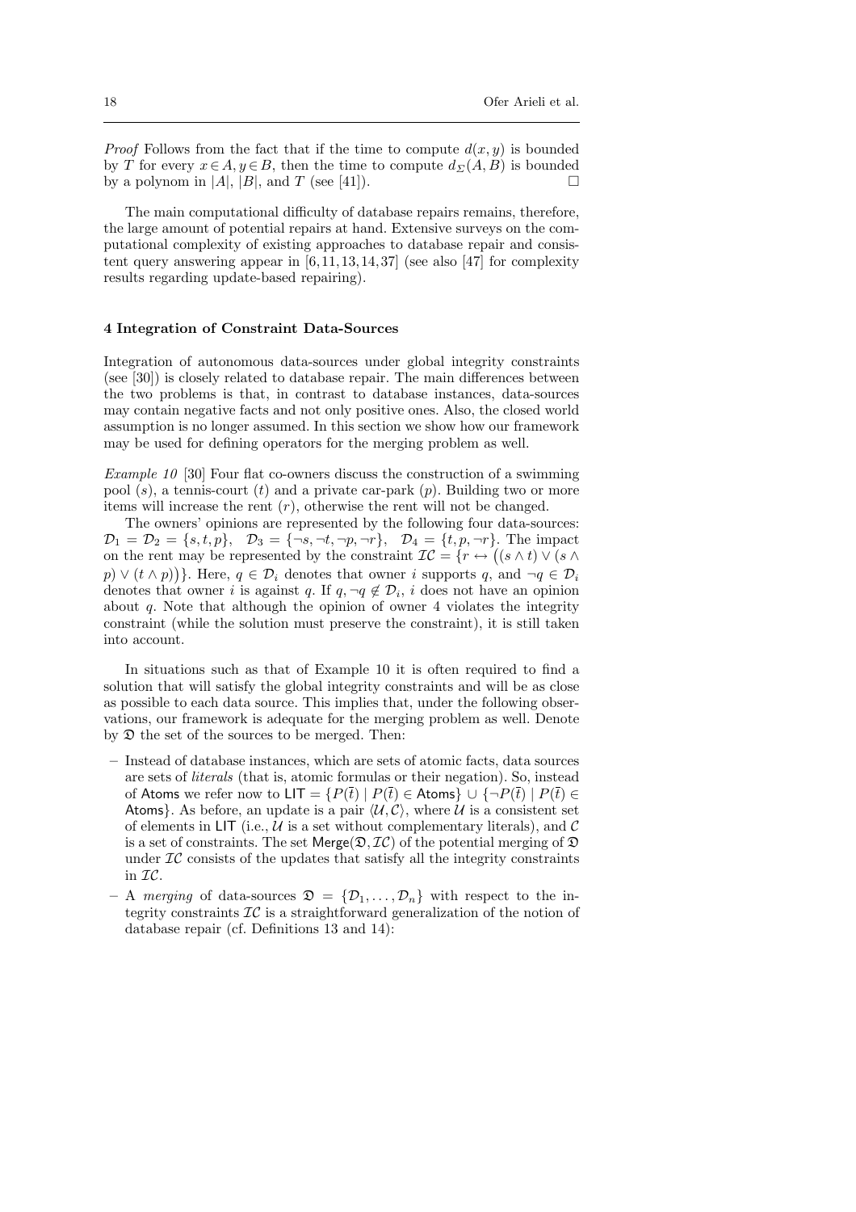*Proof* Follows from the fact that if the time to compute $d(x, y)$ is bounded by $T$ for every $x \in A, y \in B$, then the time to compute $d_\Sigma(A, B)$ is bounded by a polynom in $|A|$, $|B|$, and $T$ (see [41]). □

The main computational difficulty of database repairs remains, therefore, the large amount of potential repairs at hand. Extensive surveys on the computational complexity of existing approaches to database repair and consistent query answering appear in [6, 11, 13, 14, 37] (see also [47] for complexity results regarding update-based repairing).

## 4 Integration of Constraint Data-Sources

Integration of autonomous data-sources under global integrity constraints (see [30]) is closely related to database repair. The main differences between the two problems is that, in contrast to database instances, data-sources may contain negative facts and not only positive ones. Also, the closed world assumption is no longer assumed. In this section we show how our framework may be used for defining operators for the merging problem as well.

*Example 10* [30] Four flat co-owners discuss the construction of a swimming pool ($s$), a tennis-court ($t$) and a private car-park ($p$). Building two or more items will increase the rent ($r$), otherwise the rent will not be changed.

The owners' opinions are represented by the following four data-sources: $\mathcal{D}_1 = \mathcal{D}_2 = \{s, t, p\}$, $\mathcal{D}_3 = \{\neg s, \neg t, \neg p, \neg r\}$, $\mathcal{D}_4 = \{t, p, \neg r\}$. The impact on the rent may be represented by the constraint $\mathcal{IC} = \{r \leftrightarrow \big((s \wedge t) \vee (s \wedge p) \vee (t \wedge p)\big)\}$. Here, $q \in \mathcal{D}_i$ denotes that owner $i$ supports $q$, and $\neg q \in \mathcal{D}_i$ denotes that owner $i$ is against $q$. If $q, \neg q \notin \mathcal{D}_i$, $i$ does not have an opinion about $q$. Note that although the opinion of owner 4 violates the integrity constraint (while the solution must preserve the constraint), it is still taken into account.

In situations such as that of Example 10 it is often required to find a solution that will satisfy the global integrity constraints and will be as close as possible to each data source. This implies that, under the following observations, our framework is adequate for the merging problem as well. Denote by $\mathfrak{D}$ the set of the sources to be merged. Then:

- Instead of database instances, which are sets of atomic facts, data sources are sets of *literals* (that is, atomic formulas or their negation). So, instead of $\mathsf{Atoms}$ we refer now to $\mathsf{LIT} = \{P(\bar{t}) \mid P(\bar{t}) \in \mathsf{Atoms}\} \cup \{\neg P(\bar{t}) \mid P(\bar{t}) \in \mathsf{Atoms}\}$. As before, an update is a pair $\langle \mathcal{U}, \mathcal{C} \rangle$, where $\mathcal{U}$ is a consistent set of elements in $\mathsf{LIT}$ (i.e., $\mathcal{U}$ is a set without complementary literals), and $\mathcal{C}$ is a set of constraints. The set $\mathsf{Merge}(\mathfrak{D}, \mathcal{IC})$ of the potential merging of $\mathfrak{D}$ under $\mathcal{IC}$ consists of the updates that satisfy all the integrity constraints in $\mathcal{IC}$.
- A *merging* of data-sources $\mathfrak{D} = \{\mathcal{D}_1, \ldots, \mathcal{D}_n\}$ with respect to the integrity constraints $\mathcal{IC}$ is a straightforward generalization of the notion of database repair (cf. Definitions 13 and 14):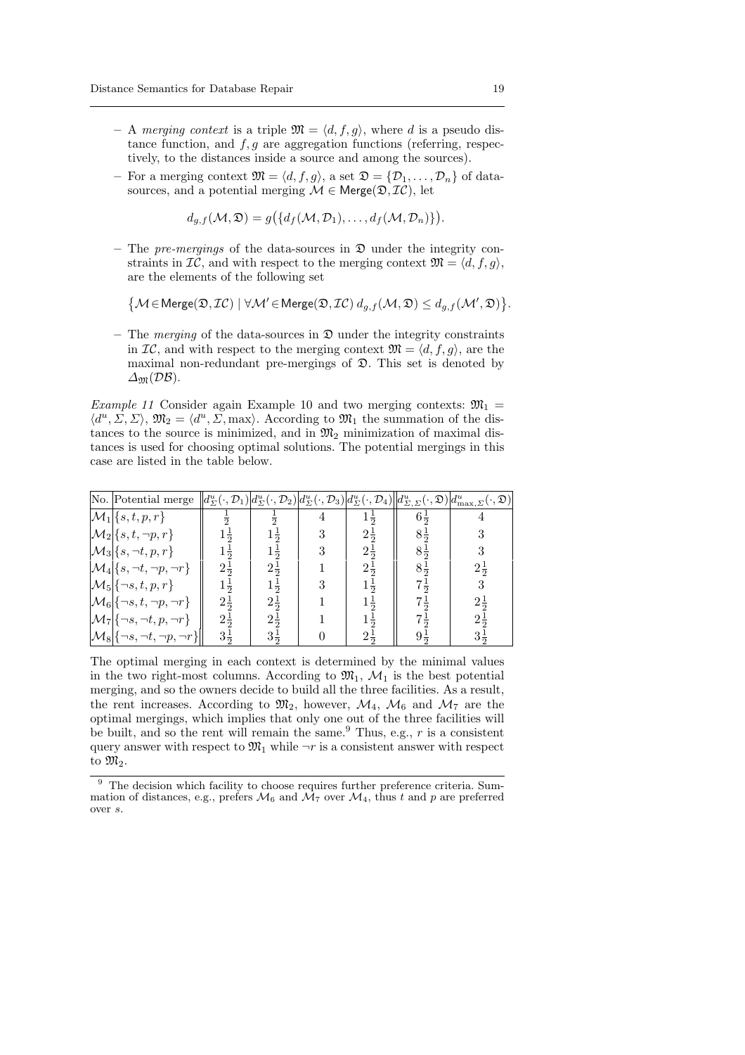– A *merging context* is a triple $\mathfrak{M} = \langle d, f, g \rangle$, where $d$ is a pseudo distance function, and $f, g$ are aggregation functions (referring, respectively, to the distances inside a source and among the sources).

– For a merging context $\mathfrak{M} = \langle d, f, g \rangle$, a set $\mathfrak{D} = \{\mathcal{D}_1, \ldots, \mathcal{D}_n\}$ of datasources, and a potential merging $\mathcal{M} \in \mathsf{Merge}(\mathfrak{D}, \mathcal{IC})$, let

$$d_{g,f}(\mathcal{M}, \mathfrak{D}) = g\big(\{d_f(\mathcal{M}, \mathcal{D}_1), \ldots, d_f(\mathcal{M}, \mathcal{D}_n)\}\big).$$

– The *pre-mergings* of the data-sources in $\mathfrak{D}$ under the integrity constraints in $\mathcal{IC}$, and with respect to the merging context $\mathfrak{M} = \langle d, f, g \rangle$, are the elements of the following set

$$\big\{\mathcal{M} \in \mathsf{Merge}(\mathfrak{D}, \mathcal{IC}) \mid \forall \mathcal{M}' \in \mathsf{Merge}(\mathfrak{D}, \mathcal{IC})\ d_{g,f}(\mathcal{M}, \mathfrak{D}) \leq d_{g,f}(\mathcal{M}', \mathfrak{D})\big\}.$$

– The *merging* of the data-sources in $\mathfrak{D}$ under the integrity constraints in $\mathcal{IC}$, and with respect to the merging context $\mathfrak{M} = \langle d, f, g \rangle$, are the maximal non-redundant pre-mergings of $\mathfrak{D}$. This set is denoted by $\Delta_{\mathfrak{M}}(\mathcal{DB})$.

*Example 11* Consider again Example 10 and two merging contexts: $\mathfrak{M}_1 = \langle d^u, \Sigma, \Sigma \rangle$, $\mathfrak{M}_2 = \langle d^u, \Sigma, \max \rangle$. According to $\mathfrak{M}_1$ the summation of the distances to the source is minimized, and in $\mathfrak{M}_2$ minimization of maximal distances is used for choosing optimal solutions. The potential mergings in this case are listed in the table below.

| No. | Potential merge | $d^u_\Sigma(\cdot, \mathcal{D}_1)$ | $d^u_\Sigma(\cdot, \mathcal{D}_2)$ | $d^u_\Sigma(\cdot, \mathcal{D}_3)$ | $d^u_\Sigma(\cdot, \mathcal{D}_4)$ | $d^u_{\Sigma,\Sigma}(\cdot, \mathfrak{D})$ | $d^u_{\max,\Sigma}(\cdot, \mathfrak{D})$ |
|---|---|---|---|---|---|---|---|
| $\mathcal{M}_1$ | $\{s, t, p, r\}$ | $\frac{1}{2}$ | $\frac{1}{2}$ | 4 | $1\frac{1}{2}$ | $6\frac{1}{2}$ | 4 |
| $\mathcal{M}_2$ | $\{s, t, \neg p, r\}$ | $1\frac{1}{2}$ | $1\frac{1}{2}$ | 3 | $2\frac{1}{2}$ | $8\frac{1}{2}$ | 3 |
| $\mathcal{M}_3$ | $\{s, \neg t, p, r\}$ | $1\frac{1}{2}$ | $1\frac{1}{2}$ | 3 | $2\frac{1}{2}$ | $8\frac{1}{2}$ | 3 |
| $\mathcal{M}_4$ | $\{s, \neg t, \neg p, \neg r\}$ | $2\frac{1}{2}$ | $2\frac{1}{2}$ | 1 | $2\frac{1}{2}$ | $8\frac{1}{2}$ | $2\frac{1}{2}$ |
| $\mathcal{M}_5$ | $\{\neg s, t, p, r\}$ | $1\frac{1}{2}$ | $1\frac{1}{2}$ | 3 | $1\frac{1}{2}$ | $7\frac{1}{2}$ | 3 |
| $\mathcal{M}_6$ | $\{\neg s, t, \neg p, \neg r\}$ | $2\frac{1}{2}$ | $2\frac{1}{2}$ | 1 | $1\frac{1}{2}$ | $7\frac{1}{2}$ | $2\frac{1}{2}$ |
| $\mathcal{M}_7$ | $\{\neg s, \neg t, p, \neg r\}$ | $2\frac{1}{2}$ | $2\frac{1}{2}$ | 1 | $1\frac{1}{2}$ | $7\frac{1}{2}$ | $2\frac{1}{2}$ |
| $\mathcal{M}_8$ | $\{\neg s, \neg t, \neg p, \neg r\}$ | $3\frac{1}{2}$ | $3\frac{1}{2}$ | 0 | $2\frac{1}{2}$ | $9\frac{1}{2}$ | $3\frac{1}{2}$ |

The optimal merging in each context is determined by the minimal values in the two right-most columns. According to $\mathfrak{M}_1$, $\mathcal{M}_1$ is the best potential merging, and so the owners decide to build all the three facilities. As a result, the rent increases. According to $\mathfrak{M}_2$, however, $\mathcal{M}_4$, $\mathcal{M}_6$ and $\mathcal{M}_7$ are the optimal mergings, which implies that only one out of the three facilities will be built, and so the rent will remain the same.[9] Thus, e.g., $r$ is a consistent query answer with respect to $\mathfrak{M}_1$ while $\neg r$ is a consistent answer with respect to $\mathfrak{M}_2$.

[9] The decision which facility to choose requires further preference criteria. Summation of distances, e.g., prefers $\mathcal{M}_6$ and $\mathcal{M}_7$ over $\mathcal{M}_4$, thus $t$ and $p$ are preferred over $s$.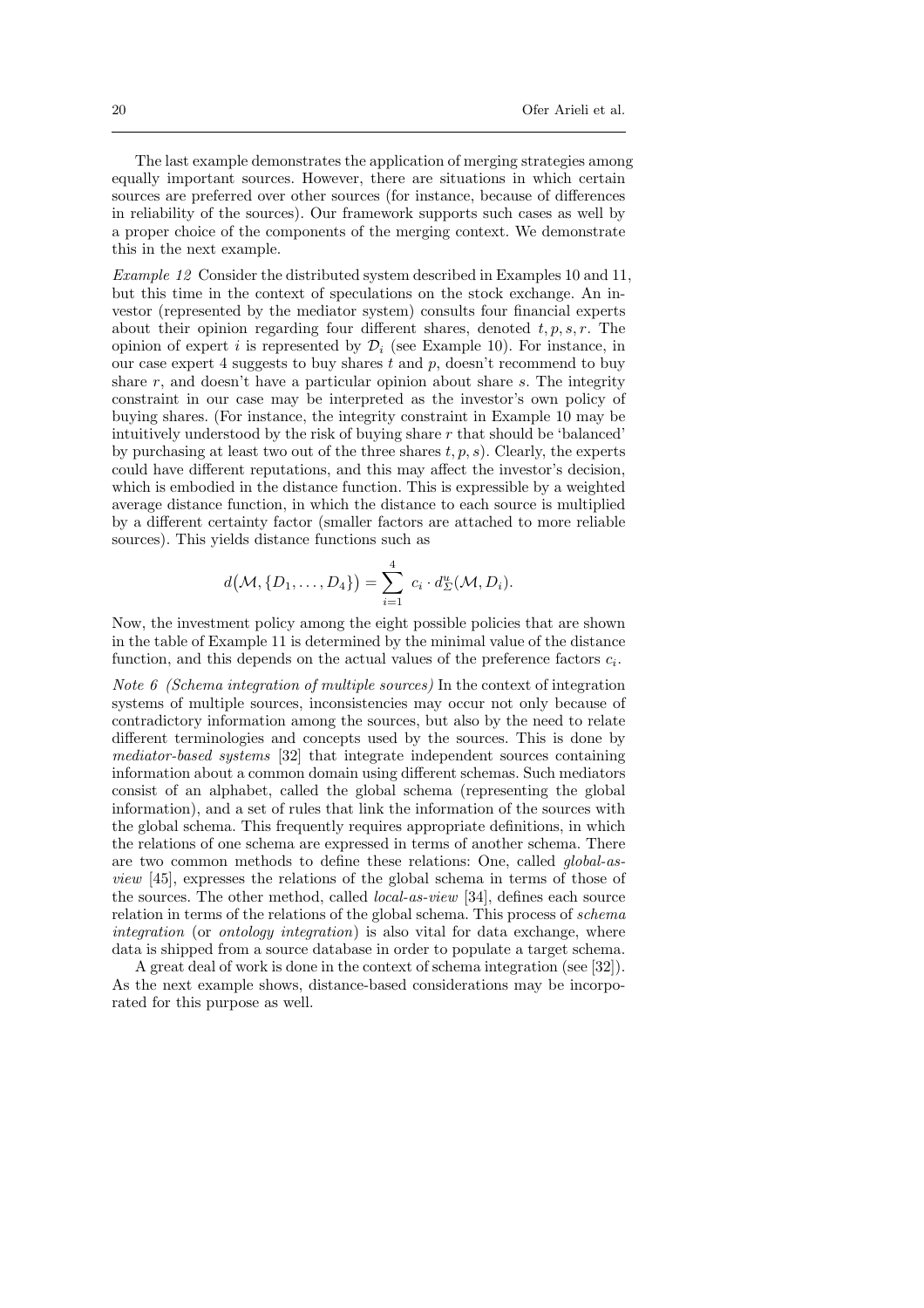The last example demonstrates the application of merging strategies among equally important sources. However, there are situations in which certain sources are preferred over other sources (for instance, because of differences in reliability of the sources). Our framework supports such cases as well by a proper choice of the components of the merging context. We demonstrate this in the next example.

*Example 12* Consider the distributed system described in Examples 10 and 11, but this time in the context of speculations on the stock exchange. An investor (represented by the mediator system) consults four financial experts about their opinion regarding four different shares, denoted $t, p, s, r$. The opinion of expert $i$ is represented by $\mathcal{D}_i$ (see Example 10). For instance, in our case expert 4 suggests to buy shares $t$ and $p$, doesn't recommend to buy share $r$, and doesn't have a particular opinion about share $s$. The integrity constraint in our case may be interpreted as the investor's own policy of buying shares. (For instance, the integrity constraint in Example 10 may be intuitively understood by the risk of buying share $r$ that should be 'balanced' by purchasing at least two out of the three shares $t, p, s$). Clearly, the experts could have different reputations, and this may affect the investor's decision, which is embodied in the distance function. This is expressible by a weighted average distance function, in which the distance to each source is multiplied by a different certainty factor (smaller factors are attached to more reliable sources). This yields distance functions such as

$$d\big(\mathcal{M}, \{D_1, \ldots, D_4\}\big) = \sum_{i=1}^{4} \; c_i \cdot d^u_\Sigma(\mathcal{M}, D_i).$$

Now, the investment policy among the eight possible policies that are shown in the table of Example 11 is determined by the minimal value of the distance function, and this depends on the actual values of the preference factors $c_i$.

*Note 6 (Schema integration of multiple sources)* In the context of integration systems of multiple sources, inconsistencies may occur not only because of contradictory information among the sources, but also by the need to relate different terminologies and concepts used by the sources. This is done by *mediator-based systems* [32] that integrate independent sources containing information about a common domain using different schemas. Such mediators consist of an alphabet, called the global schema (representing the global information), and a set of rules that link the information of the sources with the global schema. This frequently requires appropriate definitions, in which the relations of one schema are expressed in terms of another schema. There are two common methods to define these relations: One, called *global-as-view* [45], expresses the relations of the global schema in terms of those of the sources. The other method, called *local-as-view* [34], defines each source relation in terms of the relations of the global schema. This process of *schema integration* (or *ontology integration*) is also vital for data exchange, where data is shipped from a source database in order to populate a target schema.

A great deal of work is done in the context of schema integration (see [32]). As the next example shows, distance-based considerations may be incorporated for this purpose as well.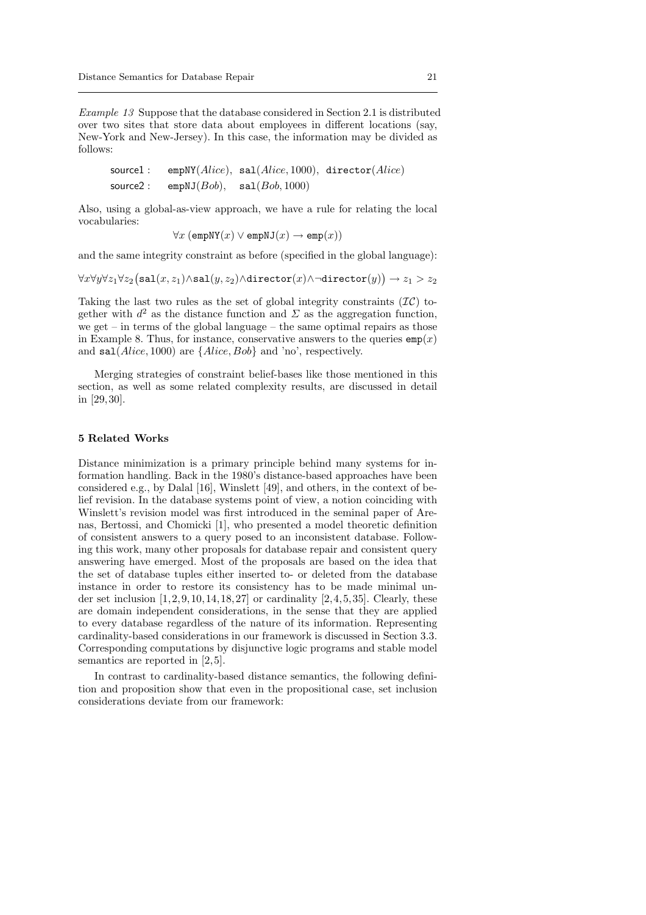*Example 13* Suppose that the database considered in Section 2.1 is distributed over two sites that store data about employees in different locations (say, New-York and New-Jersey). In this case, the information may be divided as follows:

$$\begin{array}{ll}\mathsf{source1}: & \mathtt{empNY}(Alice),\ \mathtt{sal}(Alice, 1000),\ \mathtt{director}(Alice) \\ \mathsf{source2}: & \mathtt{empNJ}(Bob),\quad \mathtt{sal}(Bob, 1000)\end{array}$$

Also, using a global-as-view approach, we have a rule for relating the local vocabularies:

$$\forall x\ (\mathtt{empNY}(x) \vee \mathtt{empNJ}(x) \rightarrow \mathtt{emp}(x))$$

and the same integrity constraint as before (specified in the global language):

$$\forall x \forall y \forall z_1 \forall z_2 \big(\mathtt{sal}(x, z_1) \wedge \mathtt{sal}(y, z_2) \wedge \mathtt{director}(x) \wedge \neg \mathtt{director}(y)\big) \rightarrow z_1 > z_2$$

Taking the last two rules as the set of global integrity constraints ($\mathcal{IC}$) together with $d^2$ as the distance function and $\Sigma$ as the aggregation function, we get – in terms of the global language – the same optimal repairs as those in Example 8. Thus, for instance, conservative answers to the queries $\mathtt{emp}(x)$ and $\mathtt{sal}(Alice, 1000)$ are $\{Alice, Bob\}$ and 'no', respectively.

Merging strategies of constraint belief-bases like those mentioned in this section, as well as some related complexity results, are discussed in detail in [29, 30].

## 5 Related Works

Distance minimization is a primary principle behind many systems for information handling. Back in the 1980's distance-based approaches have been considered e.g., by Dalal [16], Winslett [49], and others, in the context of belief revision. In the database systems point of view, a notion coinciding with Winslett's revision model was first introduced in the seminal paper of Arenas, Bertossi, and Chomicki [1], who presented a model theoretic definition of consistent answers to a query posed to an inconsistent database. Following this work, many other proposals for database repair and consistent query answering have emerged. Most of the proposals are based on the idea that the set of database tuples either inserted to- or deleted from the database instance in order to restore its consistency has to be made minimal under set inclusion [1, 2, 9, 10, 14, 18, 27] or cardinality [2, 4, 5, 35]. Clearly, these are domain independent considerations, in the sense that they are applied to every database regardless of the nature of its information. Representing cardinality-based considerations in our framework is discussed in Section 3.3. Corresponding computations by disjunctive logic programs and stable model semantics are reported in [2, 5].

In contrast to cardinality-based distance semantics, the following definition and proposition show that even in the propositional case, set inclusion considerations deviate from our framework: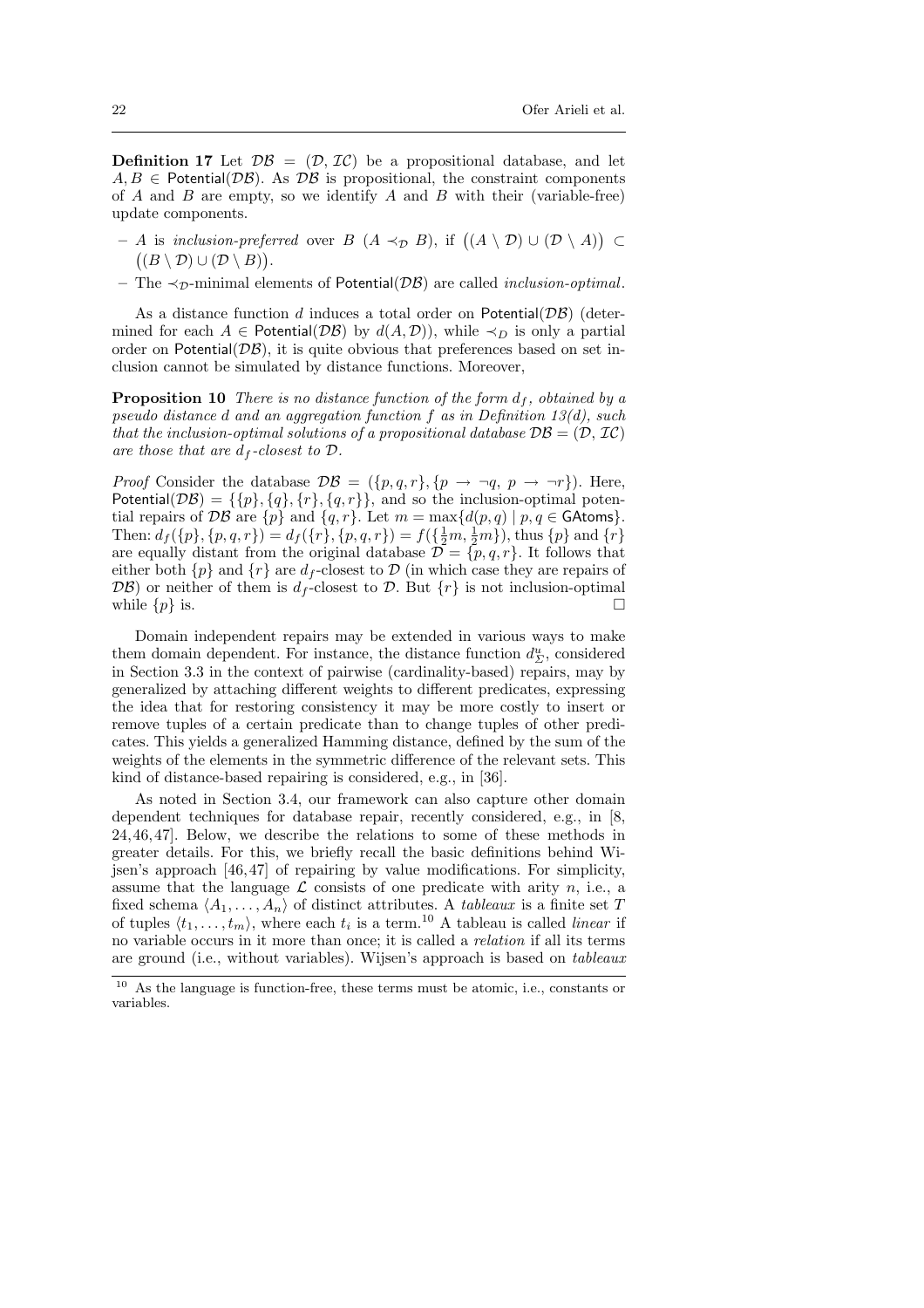**Definition 17** Let $\mathcal{DB} = (\mathcal{D}, \mathcal{IC})$ be a propositional database, and let $A, B \in \mathsf{Potential}(\mathcal{DB})$. As $\mathcal{DB}$ is propositional, the constraint components of $A$ and $B$ are empty, so we identify $A$ and $B$ with their (variable-free) update components.

- $A$ is *inclusion-preferred* over $B$ ($A \prec_{\mathcal{D}} B$), if $\big((A \setminus \mathcal{D}) \cup (\mathcal{D} \setminus A)\big) \subset \big((B \setminus \mathcal{D}) \cup (\mathcal{D} \setminus B)\big)$.
- The $\prec_{\mathcal{D}}$-minimal elements of $\mathsf{Potential}(\mathcal{DB})$ are called *inclusion-optimal*.

As a distance function $d$ induces a total order on $\mathsf{Potential}(\mathcal{DB})$ (determined for each $A \in \mathsf{Potential}(\mathcal{DB})$ by $d(A, \mathcal{D})$), while $\prec_D$ is only a partial order on $\mathsf{Potential}(\mathcal{DB})$, it is quite obvious that preferences based on set inclusion cannot be simulated by distance functions. Moreover,

**Proposition 10** *There is no distance function of the form $d_f$, obtained by a pseudo distance $d$ and an aggregation function $f$ as in Definition 13(d), such that the inclusion-optimal solutions of a propositional database $\mathcal{DB} = (\mathcal{D}, \mathcal{IC})$ are those that are $d_f$-closest to $\mathcal{D}$.*

*Proof* Consider the database $\mathcal{DB} = (\{p, q, r\}, \{p \to \neg q,\ p \to \neg r\})$. Here, $\mathsf{Potential}(\mathcal{DB}) = \{\{p\}, \{q\}, \{r\}, \{q, r\}\}$, and so the inclusion-optimal potential repairs of $\mathcal{DB}$ are $\{p\}$ and $\{q, r\}$. Let $m = \max\{d(p, q) \mid p, q \in \mathsf{GAtoms}\}$. Then: $d_f(\{p\}, \{p, q, r\}) = d_f(\{r\}, \{p, q, r\}) = f(\{\frac{1}{2}m, \frac{1}{2}m\})$, thus $\{p\}$ and $\{r\}$ are equally distant from the original database $\mathcal{D} = \{p, q, r\}$. It follows that either both $\{p\}$ and $\{r\}$ are $d_f$-closest to $\mathcal{D}$ (in which case they are repairs of $\mathcal{DB}$) or neither of them is $d_f$-closest to $\mathcal{D}$. But $\{r\}$ is not inclusion-optimal while $\{p\}$ is. □

Domain independent repairs may be extended in various ways to make them domain dependent. For instance, the distance function $d^u_\Sigma$, considered in Section 3.3 in the context of pairwise (cardinality-based) repairs, may by generalized by attaching different weights to different predicates, expressing the idea that for restoring consistency it may be more costly to insert or remove tuples of a certain predicate than to change tuples of other predicates. This yields a generalized Hamming distance, defined by the sum of the weights of the elements in the symmetric difference of the relevant sets. This kind of distance-based repairing is considered, e.g., in [36].

As noted in Section 3.4, our framework can also capture other domain dependent techniques for database repair, recently considered, e.g., in [8, 24, 46, 47]. Below, we describe the relations to some of these methods in greater details. For this, we briefly recall the basic definitions behind Wijsen's approach [46, 47] of repairing by value modifications. For simplicity, assume that the language $\mathcal{L}$ consists of one predicate with arity $n$, i.e., a fixed schema $\langle A_1, \ldots, A_n \rangle$ of distinct attributes. A *tableaux* is a finite set $T$ of tuples $\langle t_1, \ldots, t_m \rangle$, where each $t_i$ is a term.[10] A tableau is called *linear* if no variable occurs in it more than once; it is called a *relation* if all its terms are ground (i.e., without variables). Wijsen's approach is based on *tableaux*

[10] As the language is function-free, these terms must be atomic, i.e., constants or variables.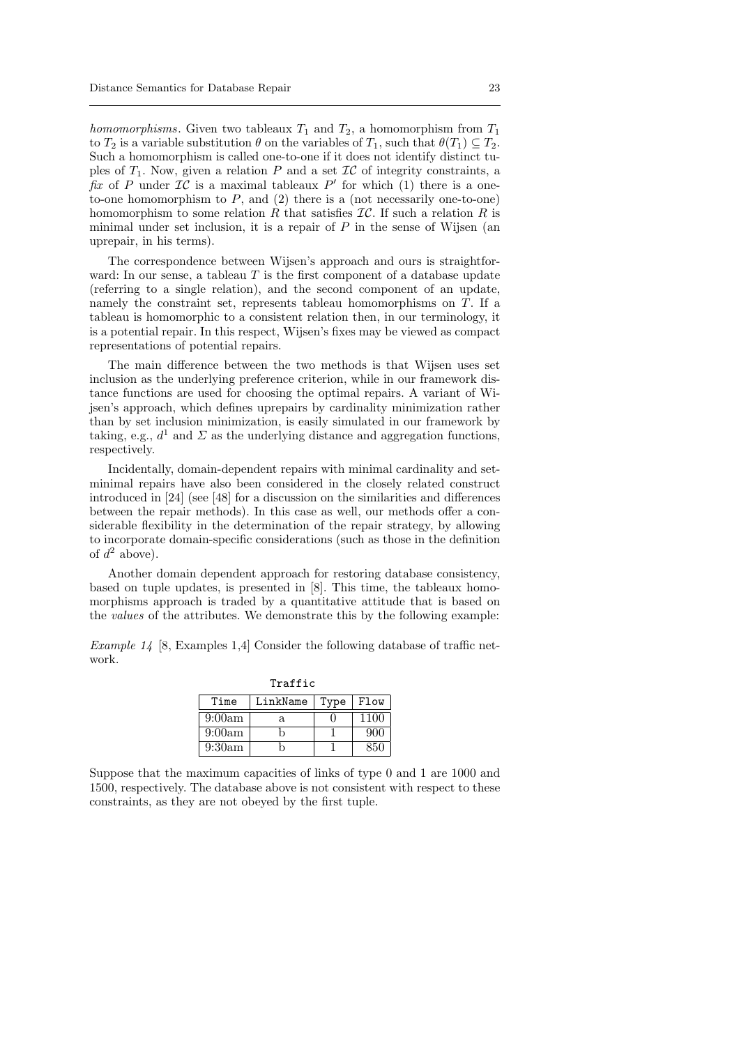*homomorphisms*. Given two tableaux $T_1$ and $T_2$, a homomorphism from $T_1$ to $T_2$ is a variable substitution $\theta$ on the variables of $T_1$, such that $\theta(T_1) \subseteq T_2$. Such a homomorphism is called one-to-one if it does not identify distinct tuples of $T_1$. Now, given a relation $P$ and a set $\mathcal{IC}$ of integrity constraints, a *fix* of $P$ under $\mathcal{IC}$ is a maximal tableaux $P'$ for which (1) there is a one-to-one homomorphism to $P$, and (2) there is a (not necessarily one-to-one) homomorphism to some relation $R$ that satisfies $\mathcal{IC}$. If such a relation $R$ is minimal under set inclusion, it is a repair of $P$ in the sense of Wijsen (an uprepair, in his terms).

The correspondence between Wijsen's approach and ours is straightforward: In our sense, a tableau $T$ is the first component of a database update (referring to a single relation), and the second component of an update, namely the constraint set, represents tableau homomorphisms on $T$. If a tableau is homomorphic to a consistent relation then, in our terminology, it is a potential repair. In this respect, Wijsen's fixes may be viewed as compact representations of potential repairs.

The main difference between the two methods is that Wijsen uses set inclusion as the underlying preference criterion, while in our framework distance functions are used for choosing the optimal repairs. A variant of Wijsen's approach, which defines uprepairs by cardinality minimization rather than by set inclusion minimization, is easily simulated in our framework by taking, e.g., $d^1$ and $\Sigma$ as the underlying distance and aggregation functions, respectively.

Incidentally, domain-dependent repairs with minimal cardinality and set-minimal repairs have also been considered in the closely related construct introduced in [24] (see [48] for a discussion on the similarities and differences between the repair methods). In this case as well, our methods offer a considerable flexibility in the determination of the repair strategy, by allowing to incorporate domain-specific considerations (such as those in the definition of $d^2$ above).

Another domain dependent approach for restoring database consistency, based on tuple updates, is presented in [8]. This time, the tableaux homomorphisms approach is traded by a quantitative attitude that is based on the *values* of the attributes. We demonstrate this by the following example:

*Example 14* [8, Examples 1,4] Consider the following database of traffic network.

Traffic

| Time | LinkName | Type | Flow |
|---|---|---|---|
| 9:00am | a | 0 | 1100 |
| 9:00am | b | 1 | 900 |
| 9:30am | b | 1 | 850 |

Suppose that the maximum capacities of links of type 0 and 1 are 1000 and 1500, respectively. The database above is not consistent with respect to these constraints, as they are not obeyed by the first tuple.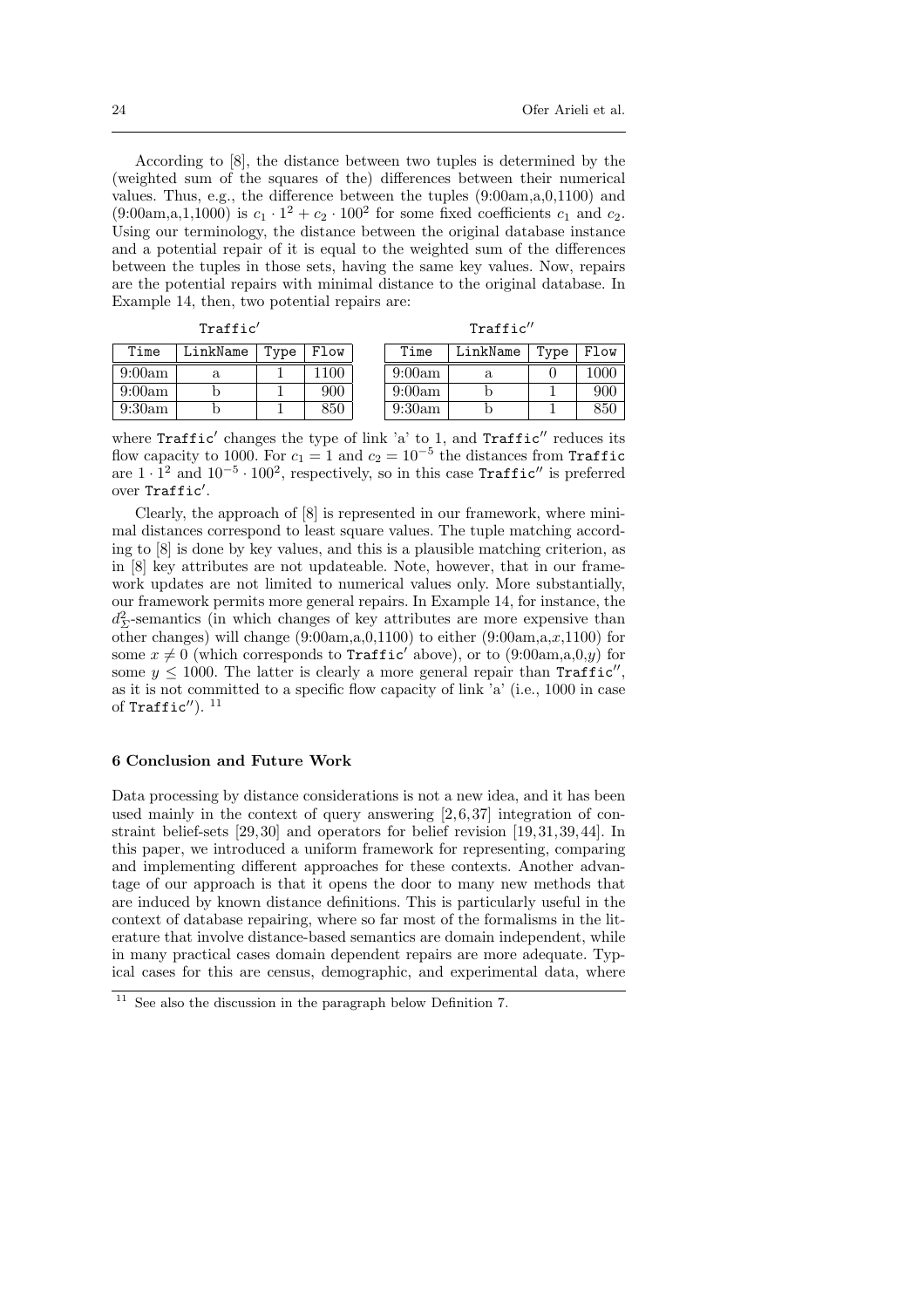According to [8], the distance between two tuples is determined by the (weighted sum of the squares of the) differences between their numerical values. Thus, e.g., the difference between the tuples (9:00am,a,0,1100) and (9:00am,a,1,1000) is $c_1 \cdot 1^2 + c_2 \cdot 100^2$ for some fixed coefficients $c_1$ and $c_2$. Using our terminology, the distance between the original database instance and a potential repair of it is equal to the weighted sum of the differences between the tuples in those sets, having the same key values. Now, repairs are the potential repairs with minimal distance to the original database. In Example 14, then, two potential repairs are:

Traffic′

| Time | LinkName | Type | Flow |
|---|---|---|---|
| 9:00am | a | 1 | 1100 |
| 9:00am | b | 1 | 900 |
| 9:30am | b | 1 | 850 |

Traffic″

| Time | LinkName | Type | Flow |
|---|---|---|---|
| 9:00am | a | 0 | 1000 |
| 9:00am | b | 1 | 900 |
| 9:30am | b | 1 | 850 |

where Traffic′ changes the type of link 'a' to 1, and Traffic″ reduces its flow capacity to 1000. For $c_1 = 1$ and $c_2 = 10^{-5}$ the distances from Traffic are $1 \cdot 1^2$ and $10^{-5} \cdot 100^2$, respectively, so in this case Traffic″ is preferred over Traffic′.

Clearly, the approach of [8] is represented in our framework, where minimal distances correspond to least square values. The tuple matching according to [8] is done by key values, and this is a plausible matching criterion, as in [8] key attributes are not updateable. Note, however, that in our framework updates are not limited to numerical values only. More substantially, our framework permits more general repairs. In Example 14, for instance, the $d^2_{\Sigma}$-semantics (in which changes of key attributes are more expensive than other changes) will change (9:00am,a,0,1100) to either (9:00am,a,$x$,1100) for some $x \neq 0$ (which corresponds to Traffic′ above), or to (9:00am,a,0,$y$) for some $y \leq 1000$. The latter is clearly a more general repair than Traffic″, as it is not committed to a specific flow capacity of link 'a' (i.e., 1000 in case of Traffic″). [11]

## 6 Conclusion and Future Work

Data processing by distance considerations is not a new idea, and it has been used mainly in the context of query answering [2,6,37] integration of constraint belief-sets [29,30] and operators for belief revision [19,31,39,44]. In this paper, we introduced a uniform framework for representing, comparing and implementing different approaches for these contexts. Another advantage of our approach is that it opens the door to many new methods that are induced by known distance definitions. This is particularly useful in the context of database repairing, where so far most of the formalisms in the literature that involve distance-based semantics are domain independent, while in many practical cases domain dependent repairs are more adequate. Typical cases for this are census, demographic, and experimental data, where

[11] See also the discussion in the paragraph below Definition 7.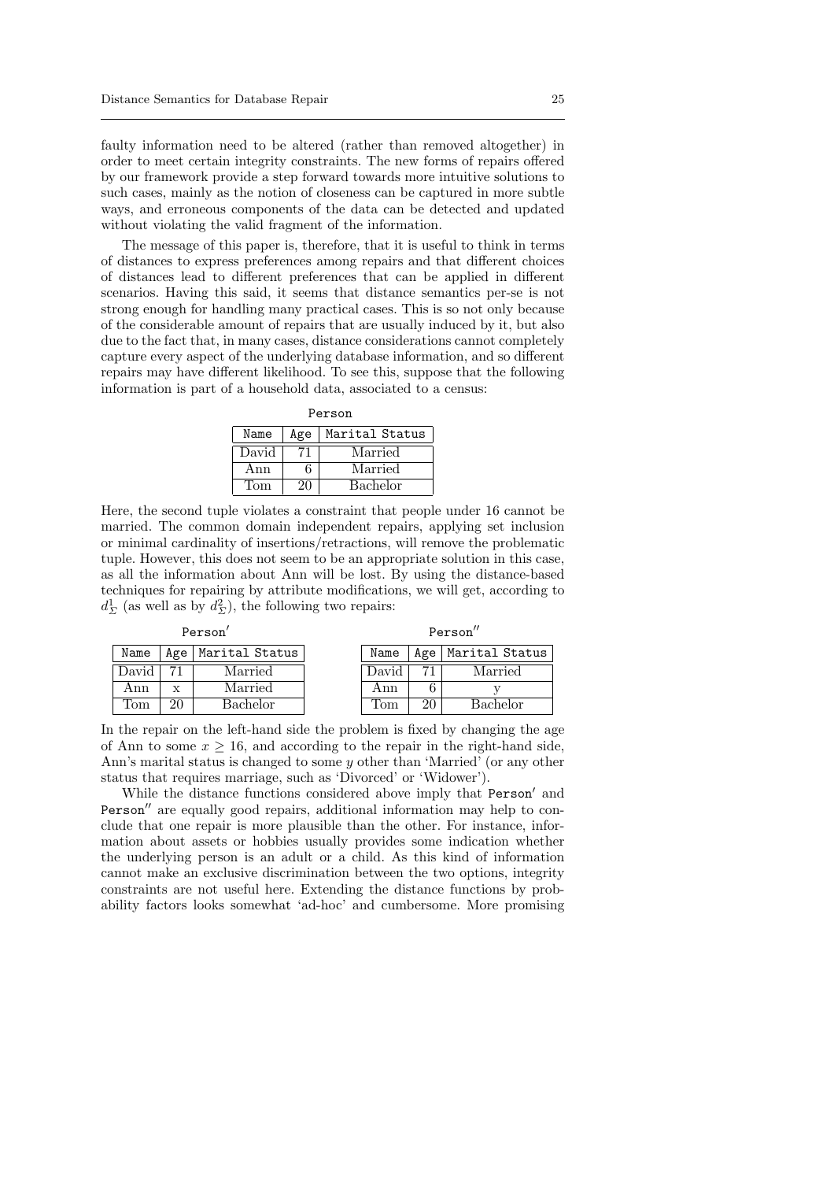faulty information need to be altered (rather than removed altogether) in order to meet certain integrity constraints. The new forms of repairs offered by our framework provide a step forward towards more intuitive solutions to such cases, mainly as the notion of closeness can be captured in more subtle ways, and erroneous components of the data can be detected and updated without violating the valid fragment of the information.

The message of this paper is, therefore, that it is useful to think in terms of distances to express preferences among repairs and that different choices of distances lead to different preferences that can be applied in different scenarios. Having this said, it seems that distance semantics per-se is not strong enough for handling many practical cases. This is so not only because of the considerable amount of repairs that are usually induced by it, but also due to the fact that, in many cases, distance considerations cannot completely capture every aspect of the underlying database information, and so different repairs may have different likelihood. To see this, suppose that the following information is part of a household data, associated to a census:

Person

| Name | Age | Marital Status |
|---|---|---|
| David | 71 | Married |
| Ann | 6 | Married |
| Tom | 20 | Bachelor |

Here, the second tuple violates a constraint that people under 16 cannot be married. The common domain independent repairs, applying set inclusion or minimal cardinality of insertions/retractions, will remove the problematic tuple. However, this does not seem to be an appropriate solution in this case, as all the information about Ann will be lost. By using the distance-based techniques for repairing by attribute modifications, we will get, according to $d^1_\Sigma$ (as well as by $d^2_\Sigma$), the following two repairs:

Person′

| Name | Age | Marital Status |
|---|---|---|
| David | 71 | Married |
| Ann | x | Married |
| Tom | 20 | Bachelor |

Person″

| Name | Age | Marital Status |
|---|---|---|
| David | 71 | Married |
| Ann | 6 | y |
| Tom | 20 | Bachelor |

In the repair on the left-hand side the problem is fixed by changing the age of Ann to some $x \geq 16$, and according to the repair in the right-hand side, Ann's marital status is changed to some $y$ other than 'Married' (or any other status that requires marriage, such as 'Divorced' or 'Widower').

While the distance functions considered above imply that Person′ and Person″ are equally good repairs, additional information may help to conclude that one repair is more plausible than the other. For instance, information about assets or hobbies usually provides some indication whether the underlying person is an adult or a child. As this kind of information cannot make an exclusive discrimination between the two options, integrity constraints are not useful here. Extending the distance functions by probability factors looks somewhat 'ad-hoc' and cumbersome. More promising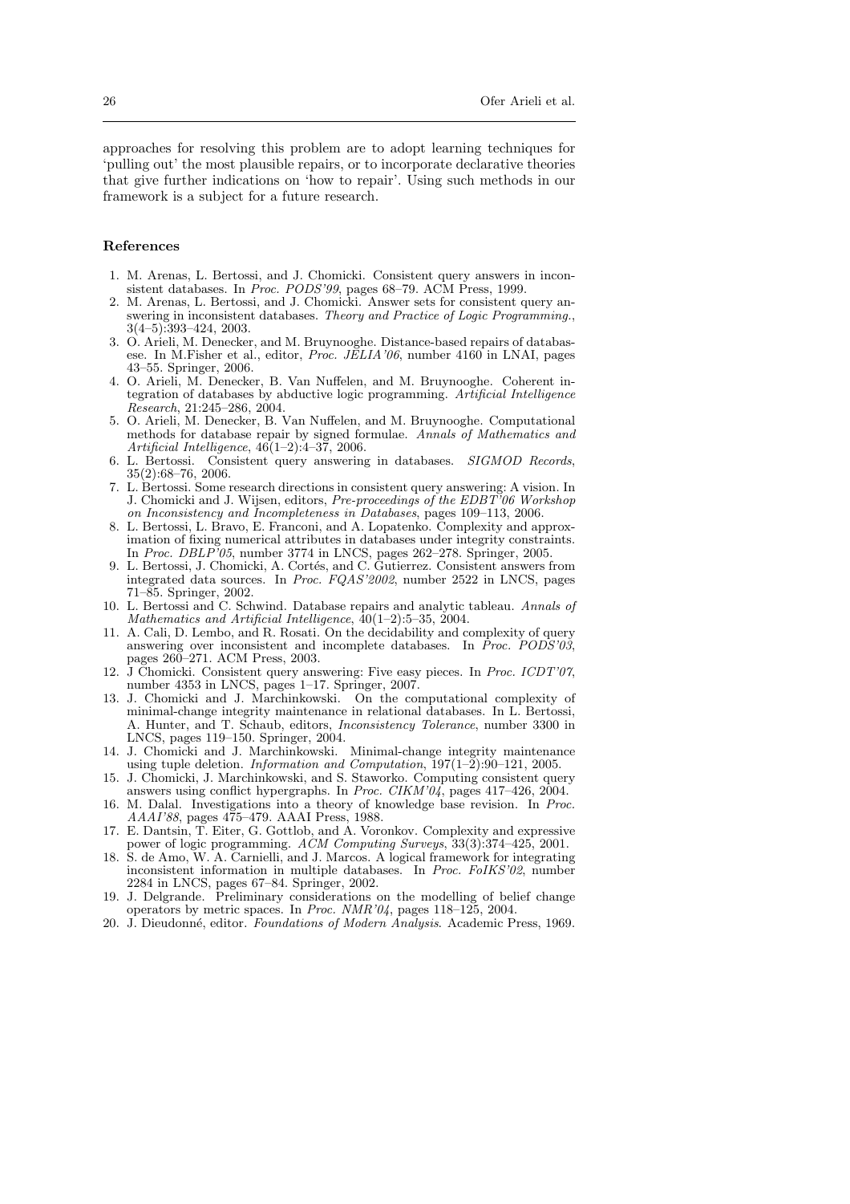approaches for resolving this problem are to adopt learning techniques for 'pulling out' the most plausible repairs, or to incorporate declarative theories that give further indications on 'how to repair'. Using such methods in our framework is a subject for a future research.

## References

1. M. Arenas, L. Bertossi, and J. Chomicki. Consistent query answers in inconsistent databases. In *Proc. PODS'99*, pages 68–79. ACM Press, 1999.
2. M. Arenas, L. Bertossi, and J. Chomicki. Answer sets for consistent query answering in inconsistent databases. *Theory and Practice of Logic Programming.*, 3(4–5):393–424, 2003.
3. O. Arieli, M. Denecker, and M. Bruynooghe. Distance-based repairs of databasese. In M.Fisher et al., editor, *Proc. JELIA'06*, number 4160 in LNAI, pages 43–55. Springer, 2006.
4. O. Arieli, M. Denecker, B. Van Nuffelen, and M. Bruynooghe. Coherent integration of databases by abductive logic programming. *Artificial Intelligence Research*, 21:245–286, 2004.
5. O. Arieli, M. Denecker, B. Van Nuffelen, and M. Bruynooghe. Computational methods for database repair by signed formulae. *Annals of Mathematics and Artificial Intelligence*, 46(1–2):4–37, 2006.
6. L. Bertossi. Consistent query answering in databases. *SIGMOD Records*, 35(2):68–76, 2006.
7. L. Bertossi. Some research directions in consistent query answering: A vision. In J. Chomicki and J. Wijsen, editors, *Pre-proceedings of the EDBT'06 Workshop on Inconsistency and Incompleteness in Databases*, pages 109–113, 2006.
8. L. Bertossi, L. Bravo, E. Franconi, and A. Lopatenko. Complexity and approximation of fixing numerical attributes in databases under integrity constraints. In *Proc. DBLP'05*, number 3774 in LNCS, pages 262–278. Springer, 2005.
9. L. Bertossi, J. Chomicki, A. Cortés, and C. Gutierrez. Consistent answers from integrated data sources. In *Proc. FQAS'2002*, number 2522 in LNCS, pages 71–85. Springer, 2002.
10. L. Bertossi and C. Schwind. Database repairs and analytic tableau. *Annals of Mathematics and Artificial Intelligence*, 40(1–2):5–35, 2004.
11. A. Cali, D. Lembo, and R. Rosati. On the decidability and complexity of query answering over inconsistent and incomplete databases. In *Proc. PODS'03*, pages 260–271. ACM Press, 2003.
12. J Chomicki. Consistent query answering: Five easy pieces. In *Proc. ICDT'07*, number 4353 in LNCS, pages 1–17. Springer, 2007.
13. J. Chomicki and J. Marchinkowski. On the computational complexity of minimal-change integrity maintenance in relational databases. In L. Bertossi, A. Hunter, and T. Schaub, editors, *Inconsistency Tolerance*, number 3300 in LNCS, pages 119–150. Springer, 2004.
14. J. Chomicki and J. Marchinkowski. Minimal-change integrity maintenance using tuple deletion. *Information and Computation*, 197(1–2):90–121, 2005.
15. J. Chomicki, J. Marchinkowski, and S. Staworko. Computing consistent query answers using conflict hypergraphs. In *Proc. CIKM'04*, pages 417–426, 2004.
16. M. Dalal. Investigations into a theory of knowledge base revision. In *Proc. AAAI'88*, pages 475–479. AAAI Press, 1988.
17. E. Dantsin, T. Eiter, G. Gottlob, and A. Voronkov. Complexity and expressive power of logic programming. *ACM Computing Surveys*, 33(3):374–425, 2001.
18. S. de Amo, W. A. Carnielli, and J. Marcos. A logical framework for integrating inconsistent information in multiple databases. In *Proc. FoIKS'02*, number 2284 in LNCS, pages 67–84. Springer, 2002.
19. J. Delgrande. Preliminary considerations on the modelling of belief change operators by metric spaces. In *Proc. NMR'04*, pages 118–125, 2004.
20. J. Dieudonné, editor. *Foundations of Modern Analysis*. Academic Press, 1969.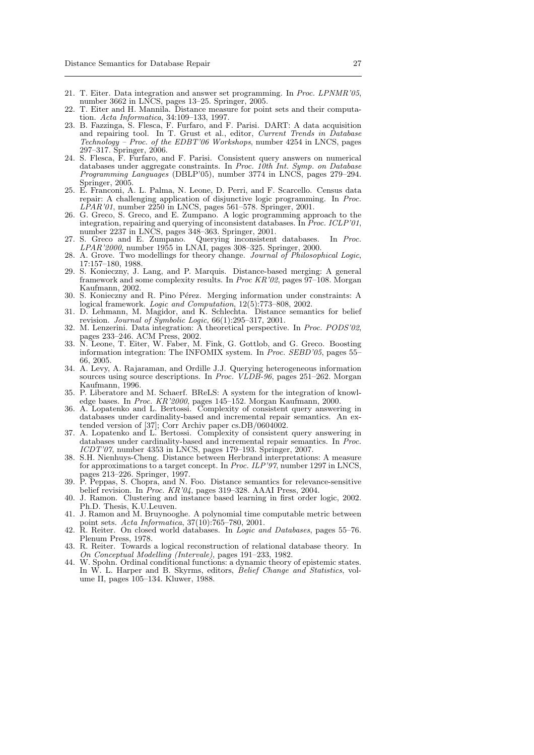21. T. Eiter. Data integration and answer set programming. In *Proc. LPNMR'05*, number 3662 in LNCS, pages 13–25. Springer, 2005.
22. T. Eiter and H. Mannila. Distance measure for point sets and their computation. *Acta Informatica*, 34:109–133, 1997.
23. B. Fazzinga, S. Flesca, F. Furfaro, and F. Parisi. DART: A data acquisition and repairing tool. In T. Grust et al., editor, *Current Trends in Database Technology – Proc. of the EDBT'06 Workshops*, number 4254 in LNCS, pages 297–317. Springer, 2006.
24. S. Flesca, F. Furfaro, and F. Parisi. Consistent query answers on numerical databases under aggregate constraints. In *Proc. 10th Int. Symp. on Database Programming Languages* (DBLP'05), number 3774 in LNCS, pages 279–294. Springer, 2005.
25. E. Franconi, A. L. Palma, N. Leone, D. Perri, and F. Scarcello. Census data repair: A challenging application of disjunctive logic programming. In *Proc. LPAR'01*, number 2250 in LNCS, pages 561–578. Springer, 2001.
26. G. Greco, S. Greco, and E. Zumpano. A logic programming approach to the integration, repairing and querying of inconsistent databases. In *Proc. ICLP'01*, number 2237 in LNCS, pages 348–363. Springer, 2001.
27. S. Greco and E. Zumpano. Querying inconsistent databases. In *Proc. LPAR'2000*, number 1955 in LNAI, pages 308–325. Springer, 2000.
28. A. Grove. Two modellings for theory change. *Journal of Philosophical Logic*, 17:157–180, 1988.
29. S. Konieczny, J. Lang, and P. Marquis. Distance-based merging: A general framework and some complexity results. In *Proc KR'02*, pages 97–108. Morgan Kaufmann, 2002.
30. S. Konieczny and R. Pino Pérez. Merging information under constraints: A logical framework. *Logic and Computation*, 12(5):773–808, 2002.
31. D. Lehmann, M. Magidor, and K. Schlechta. Distance semantics for belief revision. *Journal of Symbolic Logic*, 66(1):295–317, 2001.
32. M. Lenzerini. Data integration: A theoretical perspective. In *Proc. PODS'02*, pages 233–246. ACM Press, 2002.
33. N. Leone, T. Eiter, W. Faber, M. Fink, G. Gottlob, and G. Greco. Boosting information integration: The INFOMIX system. In *Proc. SEBD'05*, pages 55–66, 2005.
34. A. Levy, A. Rajaraman, and Ordille J.J. Querying heterogeneous information sources using source descriptions. In *Proc. VLDB-96*, pages 251–262. Morgan Kaufmann, 1996.
35. P. Liberatore and M. Schaerf. BReLS: A system for the integration of knowledge bases. In *Proc. KR'2000*, pages 145–152. Morgan Kaufmann, 2000.
36. A. Lopatenko and L. Bertossi. Complexity of consistent query answering in databases under cardinality-based and incremental repair semantics. An extended version of [37]; Corr Archiv paper cs.DB/0604002.
37. A. Lopatenko and L. Bertossi. Complexity of consistent query answering in databases under cardinality-based and incremental repair semantics. In *Proc. ICDT'07*, number 4353 in LNCS, pages 179–193. Springer, 2007.
38. S.H. Nienhuys-Cheng. Distance between Herbrand interpretations: A measure for approximations to a target concept. In *Proc. ILP'97*, number 1297 in LNCS, pages 213–226. Springer, 1997.
39. P. Peppas, S. Chopra, and N. Foo. Distance semantics for relevance-sensitive belief revision. In *Proc. KR'04*, pages 319–328. AAAI Press, 2004.
40. J. Ramon. Clustering and instance based learning in first order logic, 2002. Ph.D. Thesis, K.U.Leuven.
41. J. Ramon and M. Bruynooghe. A polynomial time computable metric between point sets. *Acta Informatica*, 37(10):765–780, 2001.
42. R. Reiter. On closed world databases. In *Logic and Databases*, pages 55–76. Plenum Press, 1978.
43. R. Reiter. Towards a logical reconstruction of relational database theory. In *On Conceptual Modelling (Intervale)*, pages 191–233, 1982.
44. W. Spohn. Ordinal conditional functions: a dynamic theory of epistemic states. In W. L. Harper and B. Skyrms, editors, *Belief Change and Statistics*, volume II, pages 105–134. Kluwer, 1988.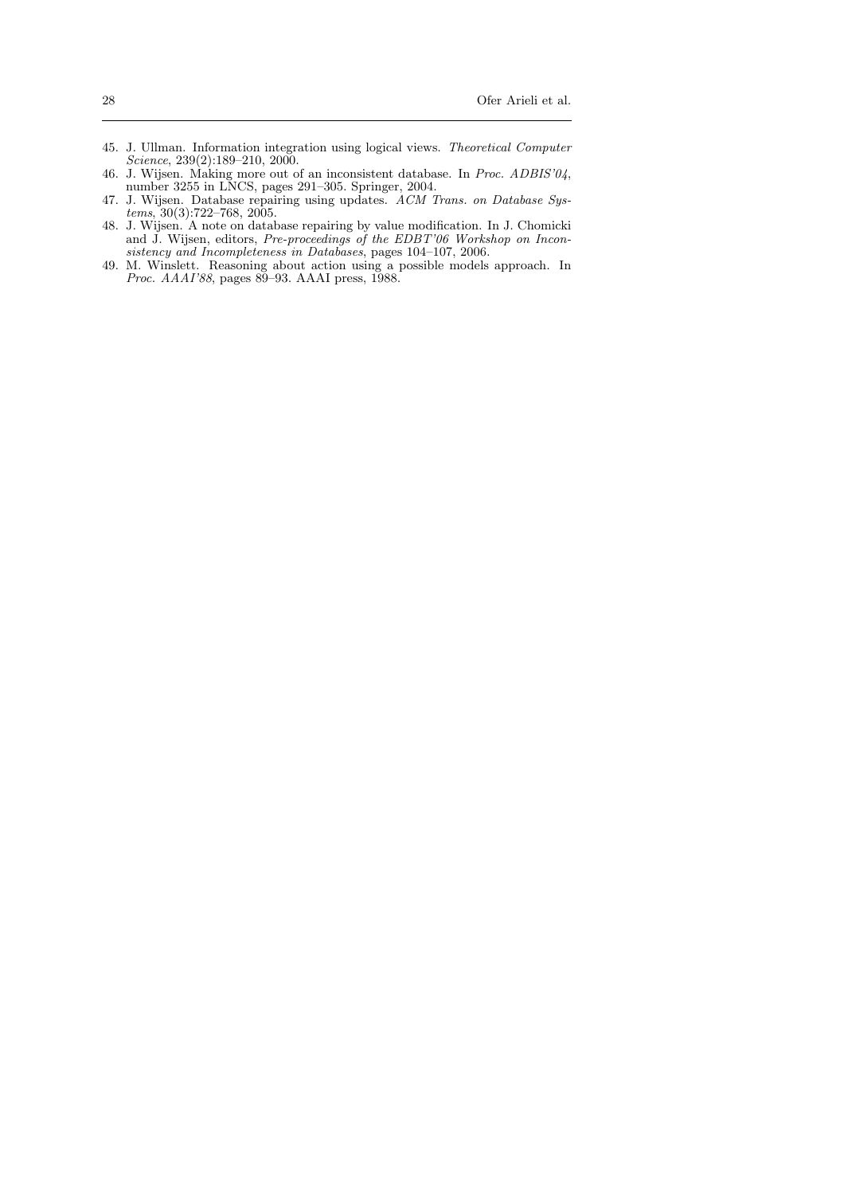45. J. Ullman. Information integration using logical views. *Theoretical Computer Science*, 239(2):189–210, 2000.
46. J. Wijsen. Making more out of an inconsistent database. In *Proc. ADBIS'04*, number 3255 in LNCS, pages 291–305. Springer, 2004.
47. J. Wijsen. Database repairing using updates. *ACM Trans. on Database Systems*, 30(3):722–768, 2005.
48. J. Wijsen. A note on database repairing by value modification. In J. Chomicki and J. Wijsen, editors, *Pre-proceedings of the EDBT'06 Workshop on Inconsistency and Incompleteness in Databases*, pages 104–107, 2006.
49. M. Winslett. Reasoning about action using a possible models approach. In *Proc. AAAI'88*, pages 89–93. AAAI press, 1988.